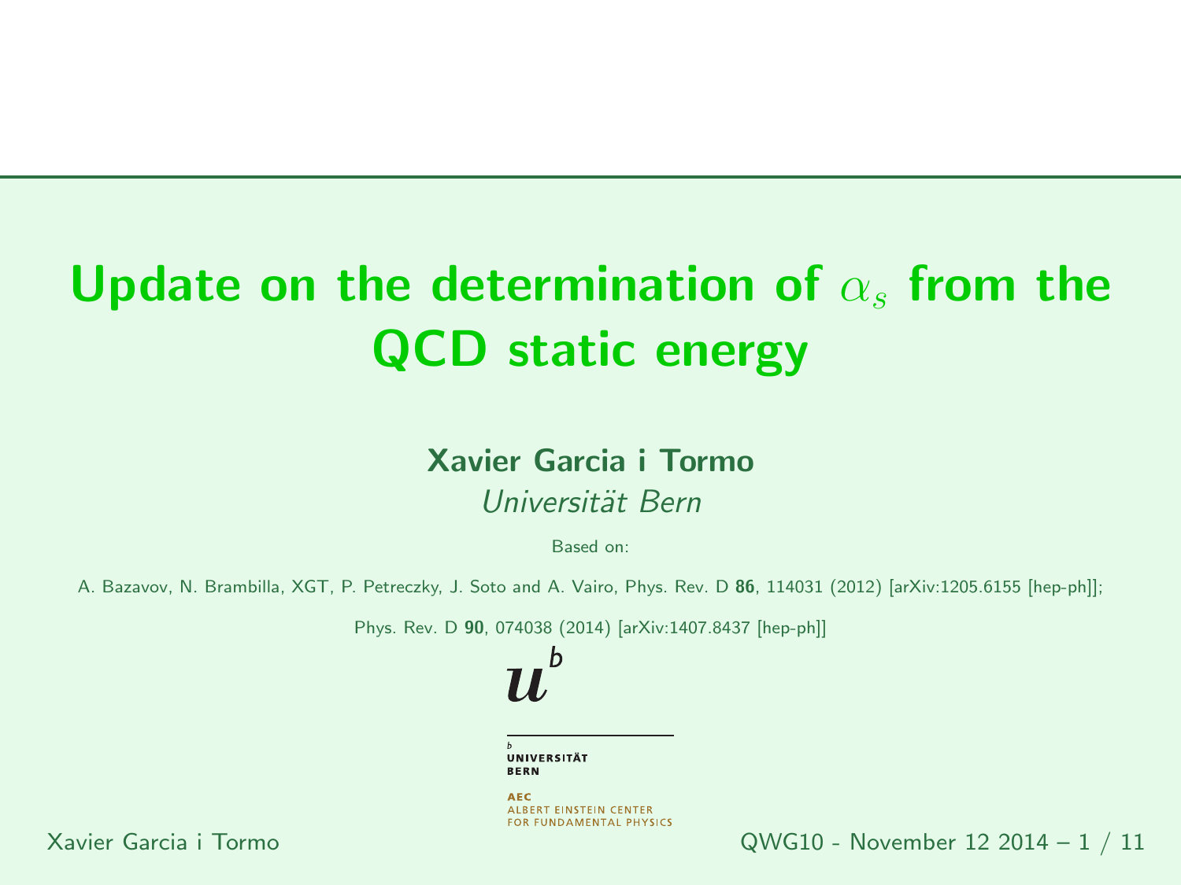# Update on the determination of $\alpha_s$ from the QCD static energy

**Xavier Garcia i Tormo**

*Universität Bern*

Based on:

A. Bazavov, N. Brambilla, XGT, P. Petreczky, J. Soto and A. Vairo, Phys. Rev. D **86**, 114031 (2012) [arXiv:1205.6155 [hep-ph]];

Phys. Rev. D **90**, 074038 (2014) [arXiv:1407.8437 [hep-ph]]

UNIVERSITÄT BERN

AEC ALBERT EINSTEIN CENTER FOR FUNDAMENTAL PHYSICS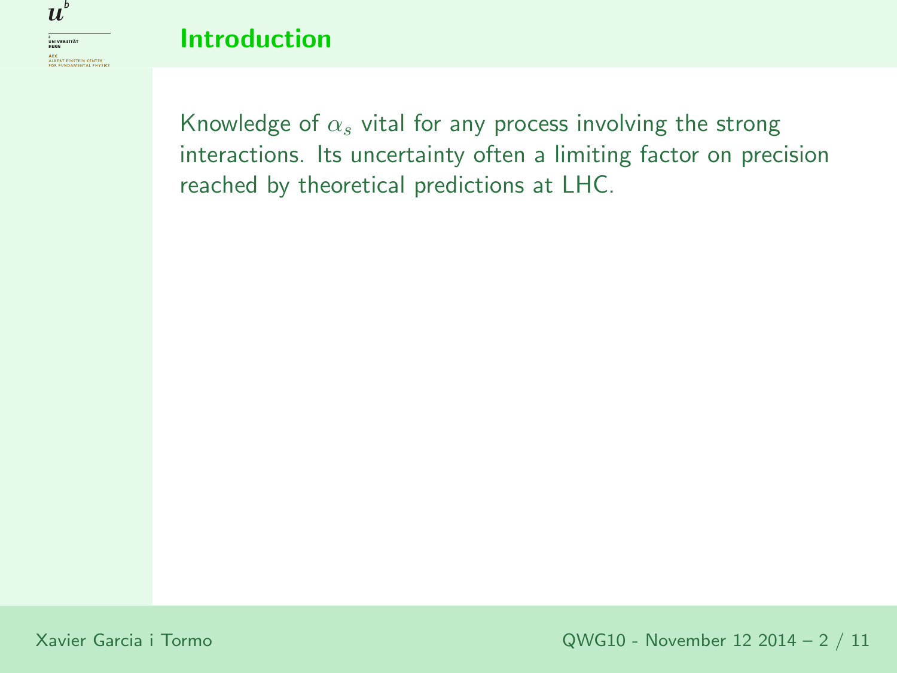## Introduction

Knowledge of $\alpha_s$ vital for any process involving the strong interactions. Its uncertainty often a limiting factor on precision reached by theoretical predictions at LHC.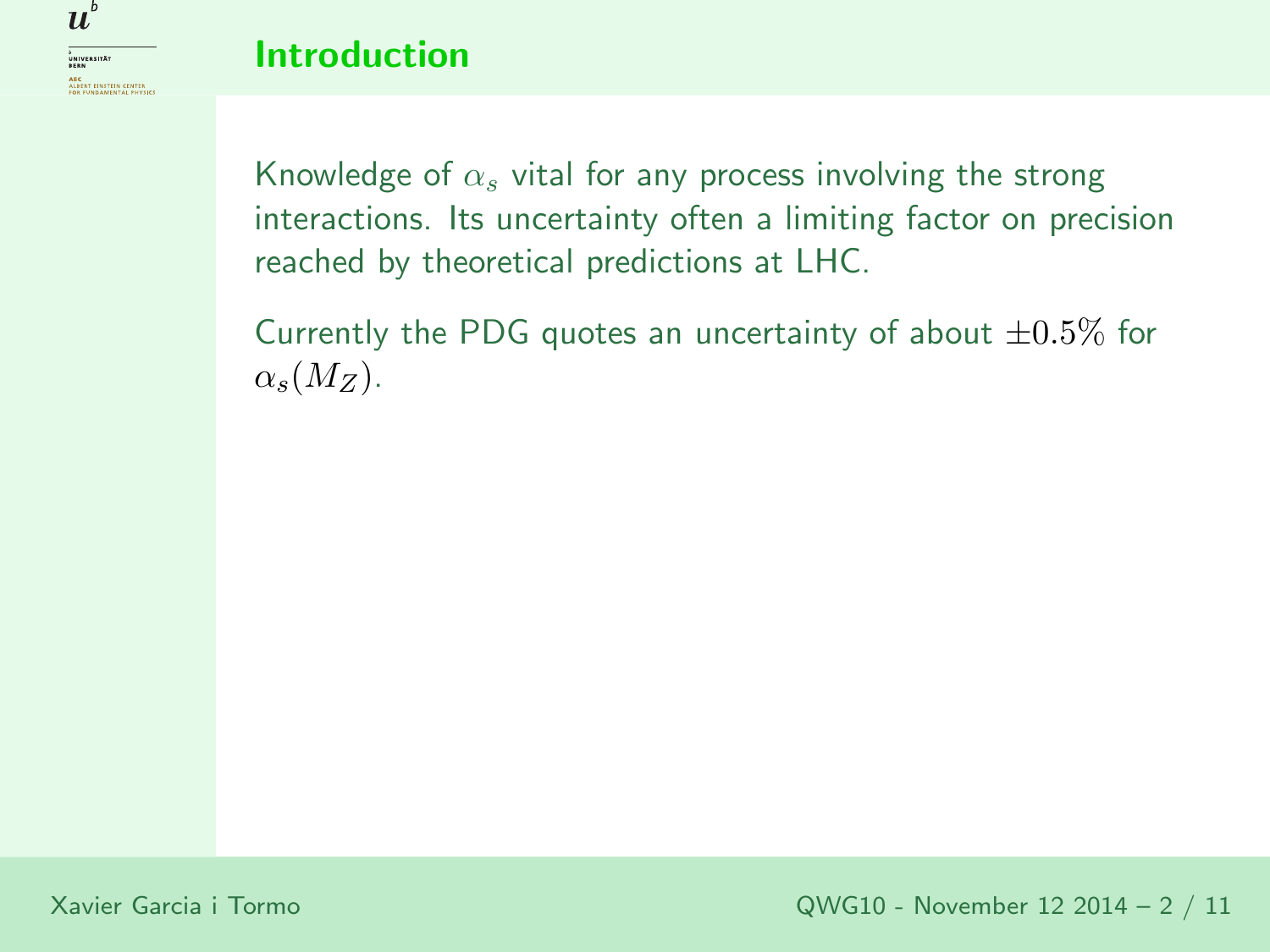## Introduction

Knowledge of $\alpha_s$ vital for any process involving the strong interactions. Its uncertainty often a limiting factor on precision reached by theoretical predictions at LHC.

Currently the PDG quotes an uncertainty of about $\pm 0.5\%$ for $\alpha_s(M_Z)$.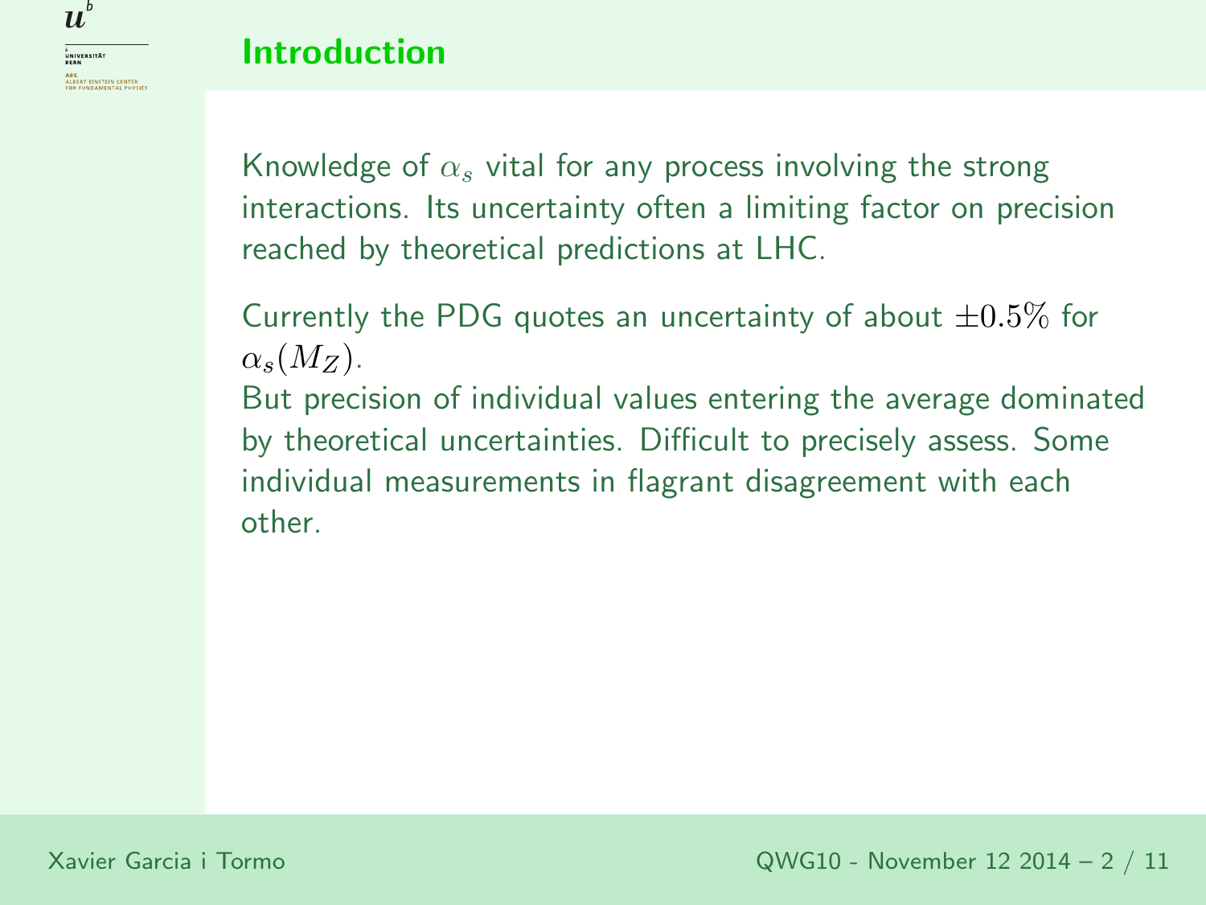## Introduction

Knowledge of $\alpha_s$ vital for any process involving the strong interactions. Its uncertainty often a limiting factor on precision reached by theoretical predictions at LHC.

Currently the PDG quotes an uncertainty of about $\pm 0.5\%$ for $\alpha_s(M_Z)$.
But precision of individual values entering the average dominated by theoretical uncertainties. Difficult to precisely assess. Some individual measurements in flagrant disagreement with each other.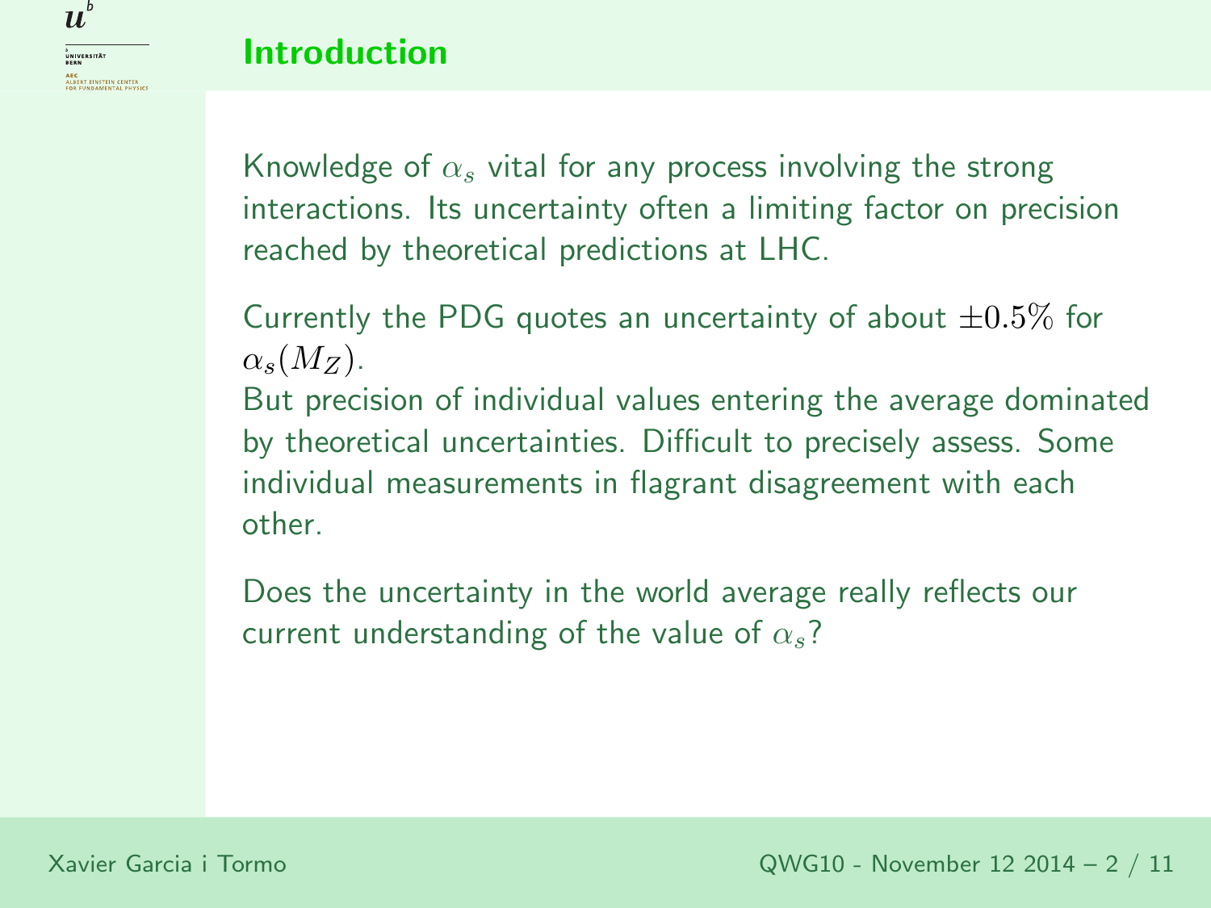## Introduction

Knowledge of $\alpha_s$ vital for any process involving the strong interactions. Its uncertainty often a limiting factor on precision reached by theoretical predictions at LHC.

Currently the PDG quotes an uncertainty of about $\pm 0.5\%$ for $\alpha_s(M_Z)$.
But precision of individual values entering the average dominated by theoretical uncertainties. Difficult to precisely assess. Some individual measurements in flagrant disagreement with each other.

Does the uncertainty in the world average really reflects our current understanding of the value of $\alpha_s$?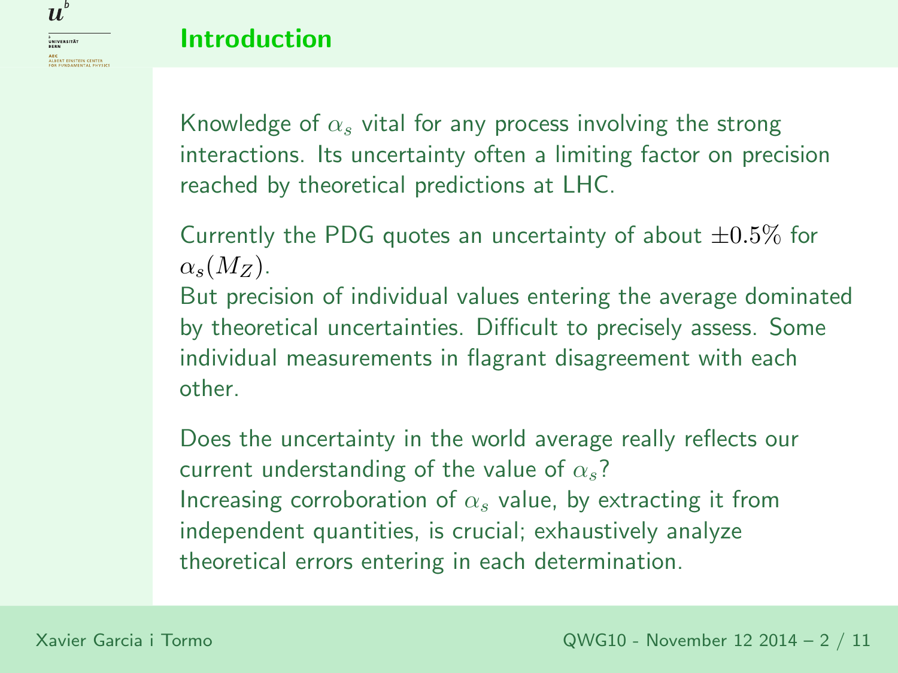## Introduction

Knowledge of $\alpha_s$ vital for any process involving the strong interactions. Its uncertainty often a limiting factor on precision reached by theoretical predictions at LHC.

Currently the PDG quotes an uncertainty of about $\pm 0.5\%$ for $\alpha_s(M_Z)$.
But precision of individual values entering the average dominated by theoretical uncertainties. Difficult to precisely assess. Some individual measurements in flagrant disagreement with each other.

Does the uncertainty in the world average really reflects our current understanding of the value of $\alpha_s$?
Increasing corroboration of $\alpha_s$ value, by extracting it from independent quantities, is crucial; exhaustively analyze theoretical errors entering in each determination.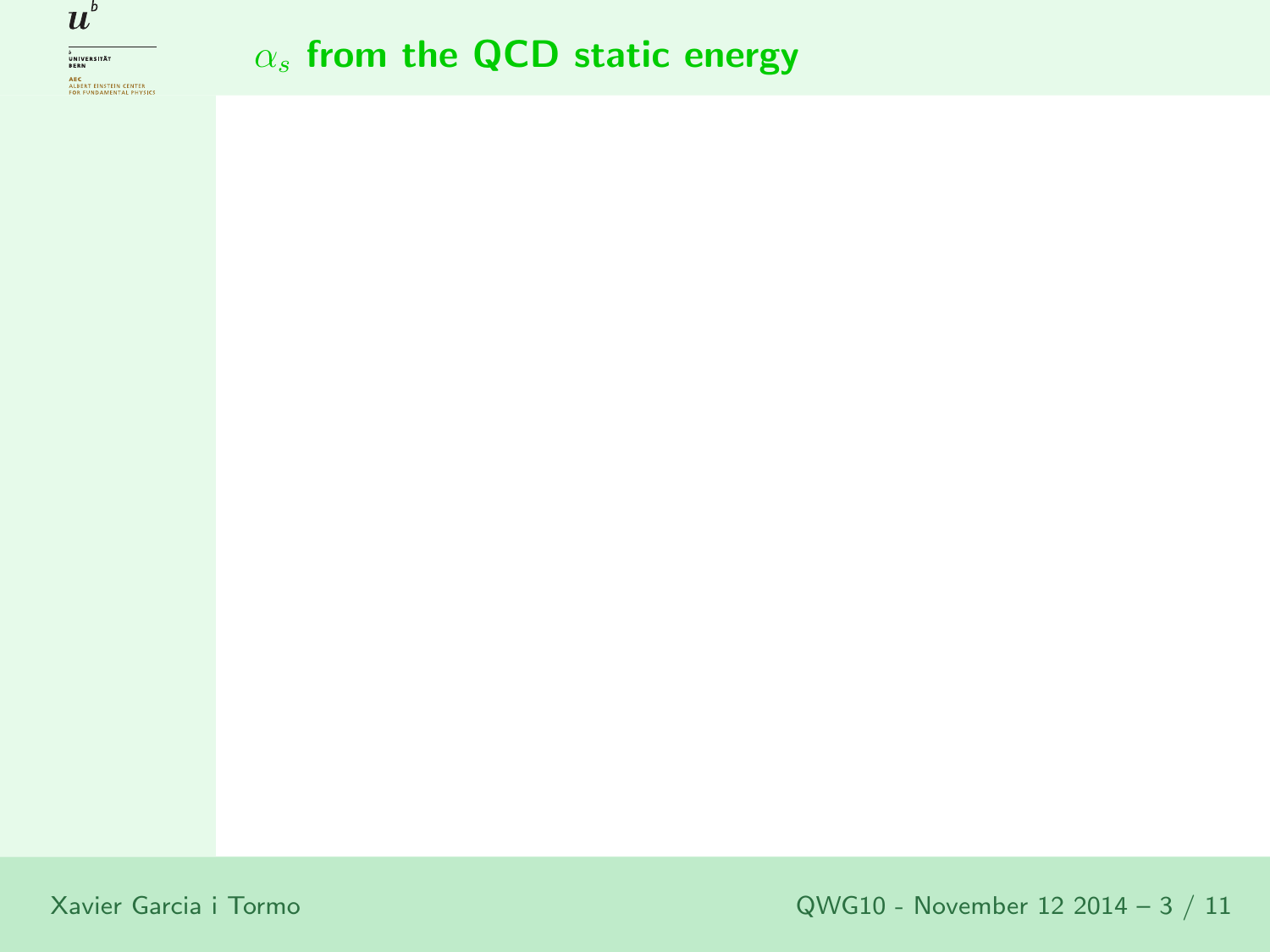## $\alpha_s$ from the QCD static energy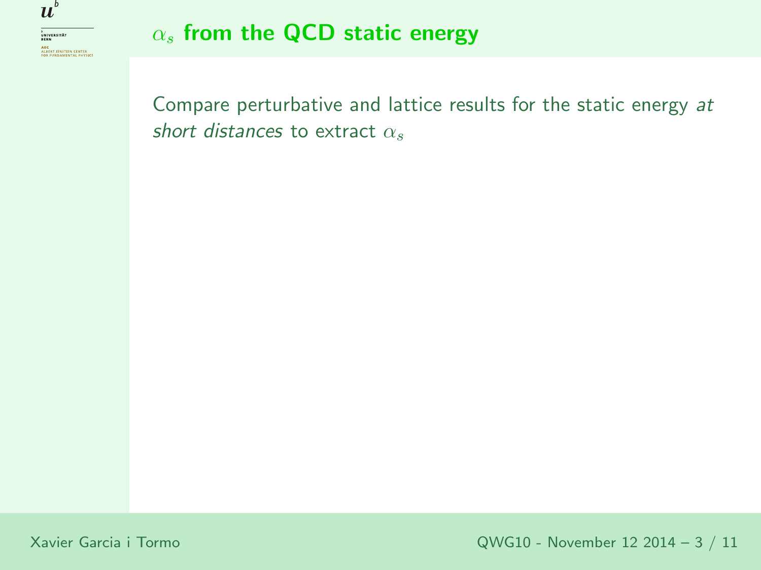# $\alpha_s$ from the QCD static energy

Compare perturbative and lattice results for the static energy *at short distances* to extract $\alpha_s$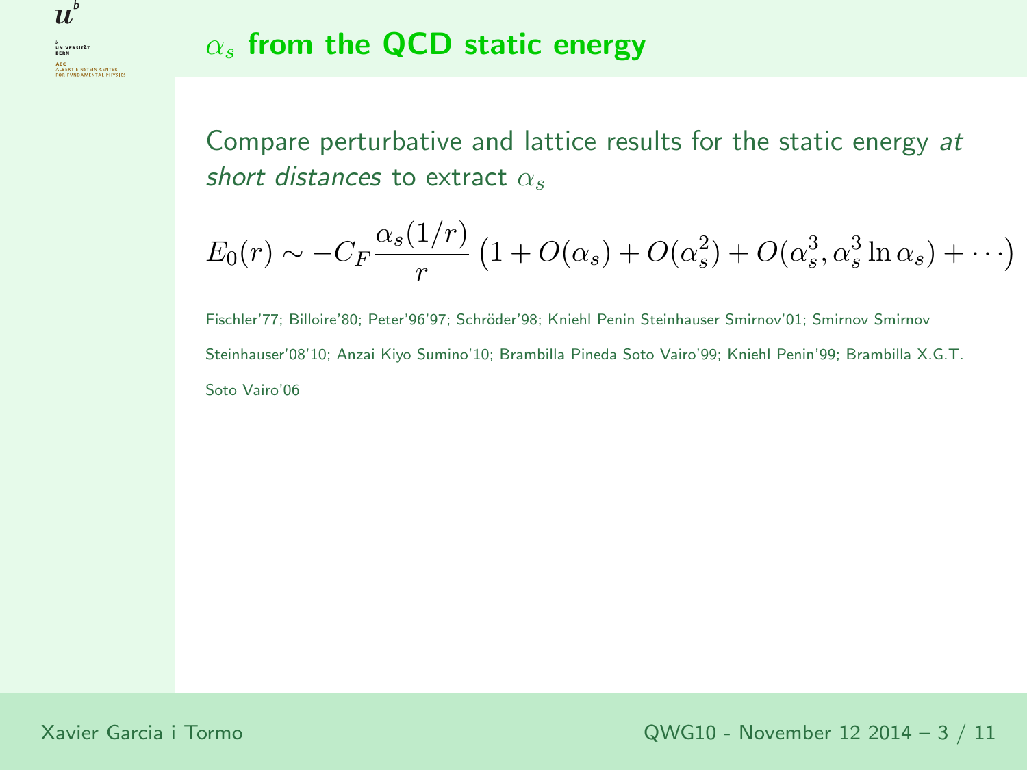## $\alpha_s$ from the QCD static energy

Compare perturbative and lattice results for the static energy *at short distances* to extract $\alpha_s$

$$E_0(r) \sim -C_F \frac{\alpha_s(1/r)}{r} \left(1 + O(\alpha_s) + O(\alpha_s^2) + O(\alpha_s^3, \alpha_s^3 \ln \alpha_s) + \cdots\right)$$

Fischler'77; Billoire'80; Peter'96'97; Schröder'98; Kniehl Penin Steinhauser Smirnov'01; Smirnov Smirnov Steinhauser'08'10; Anzai Kiyo Sumino'10; Brambilla Pineda Soto Vairo'99; Kniehl Penin'99; Brambilla X.G.T. Soto Vairo'06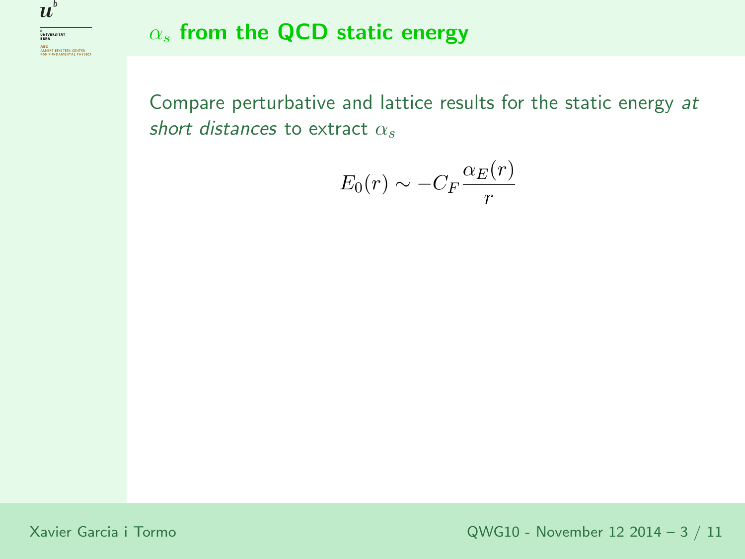## $\alpha_s$ from the QCD static energy

Compare perturbative and lattice results for the static energy *at short distances* to extract $\alpha_s$

$$E_0(r) \sim -C_F \frac{\alpha_E(r)}{r}$$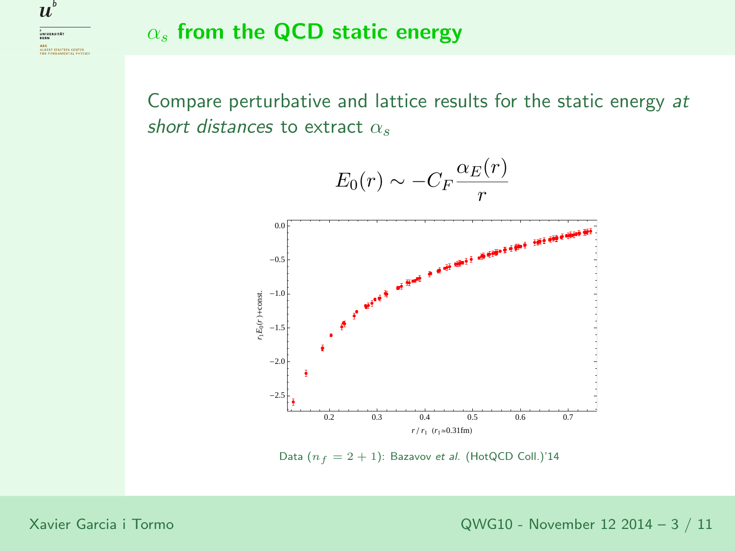## $\alpha_s$ from the QCD static energy

Compare perturbative and lattice results for the static energy *at short distances* to extract $\alpha_s$

$$E_0(r) \sim -C_F \frac{\alpha_E(r)}{r}$$

Data ($n_f = 2+1$): Bazavov *et al.* (HotQCD Coll.)'14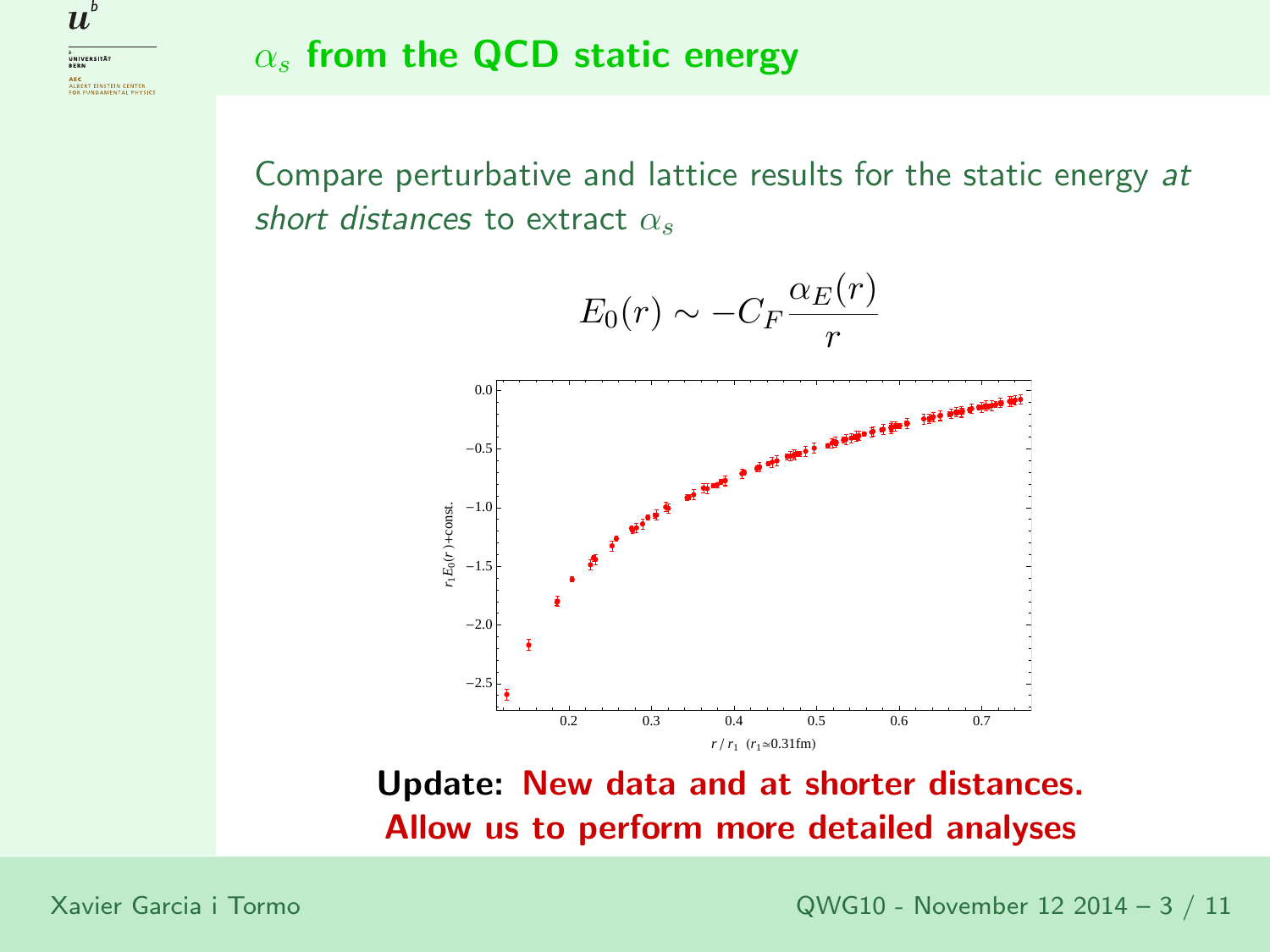## $\alpha_s$ from the QCD static energy

Compare perturbative and lattice results for the static energy *at short distances* to extract $\alpha_s$

$$E_0(r) \sim -C_F \frac{\alpha_E(r)}{r}$$

**Update: New data and at shorter distances. Allow us to perform more detailed analyses**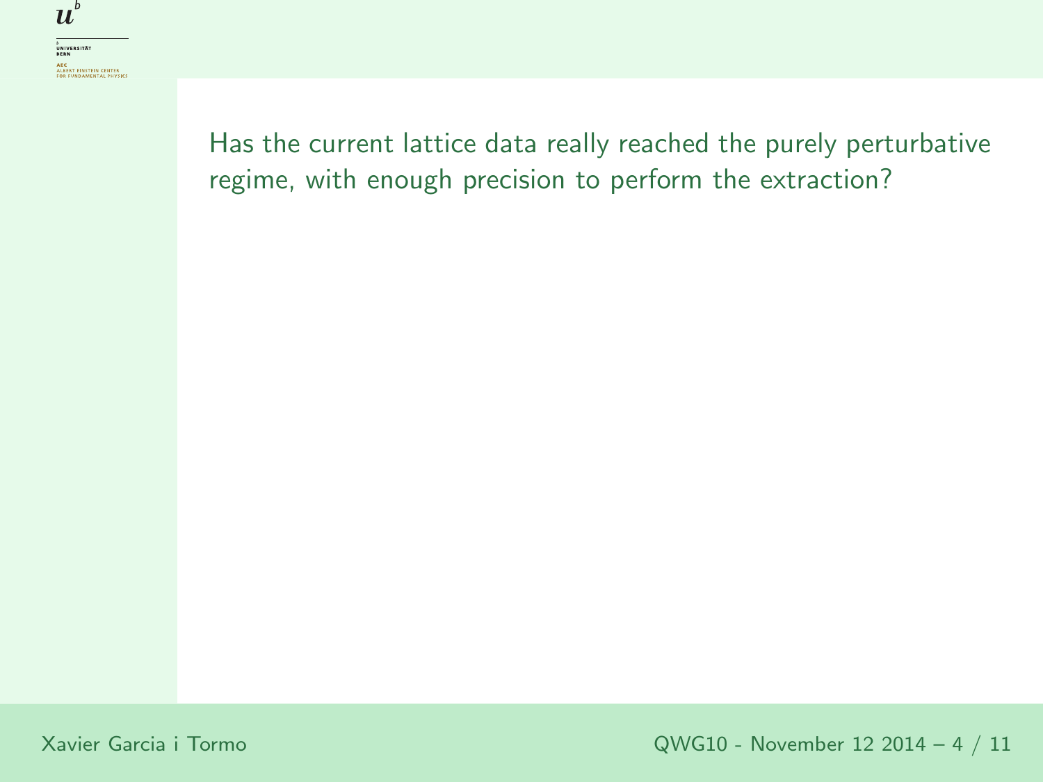Has the current lattice data really reached the purely perturbative regime, with enough precision to perform the extraction?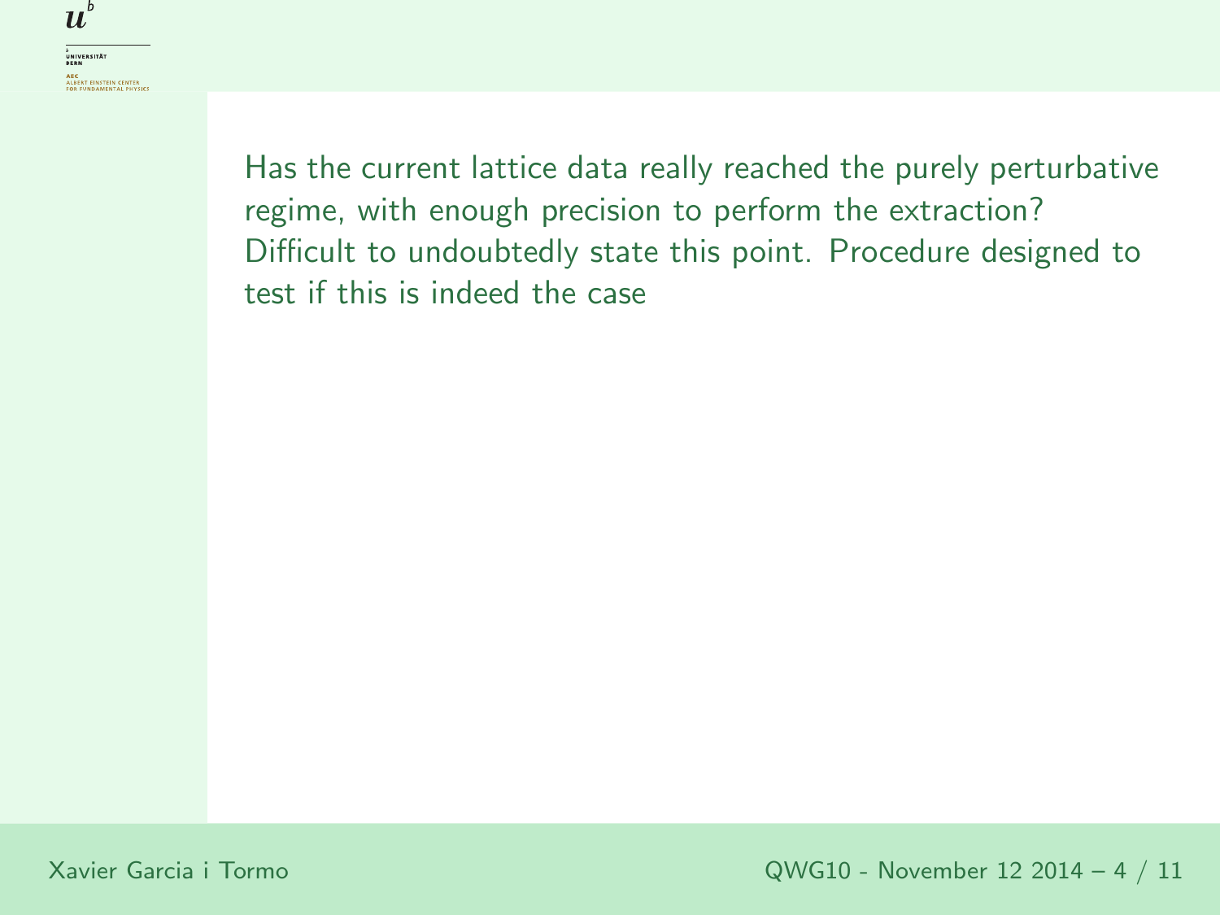Has the current lattice data really reached the purely perturbative regime, with enough precision to perform the extraction? Difficult to undoubtedly state this point. Procedure designed to test if this is indeed the case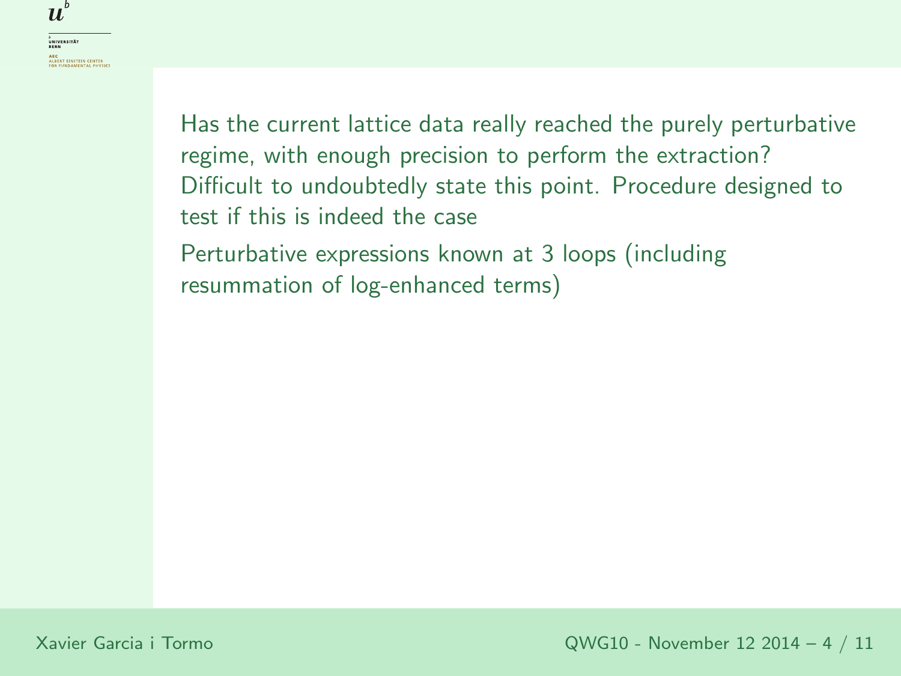Has the current lattice data really reached the purely perturbative regime, with enough precision to perform the extraction? Difficult to undoubtedly state this point. Procedure designed to test if this is indeed the case

Perturbative expressions known at 3 loops (including resummation of log-enhanced terms)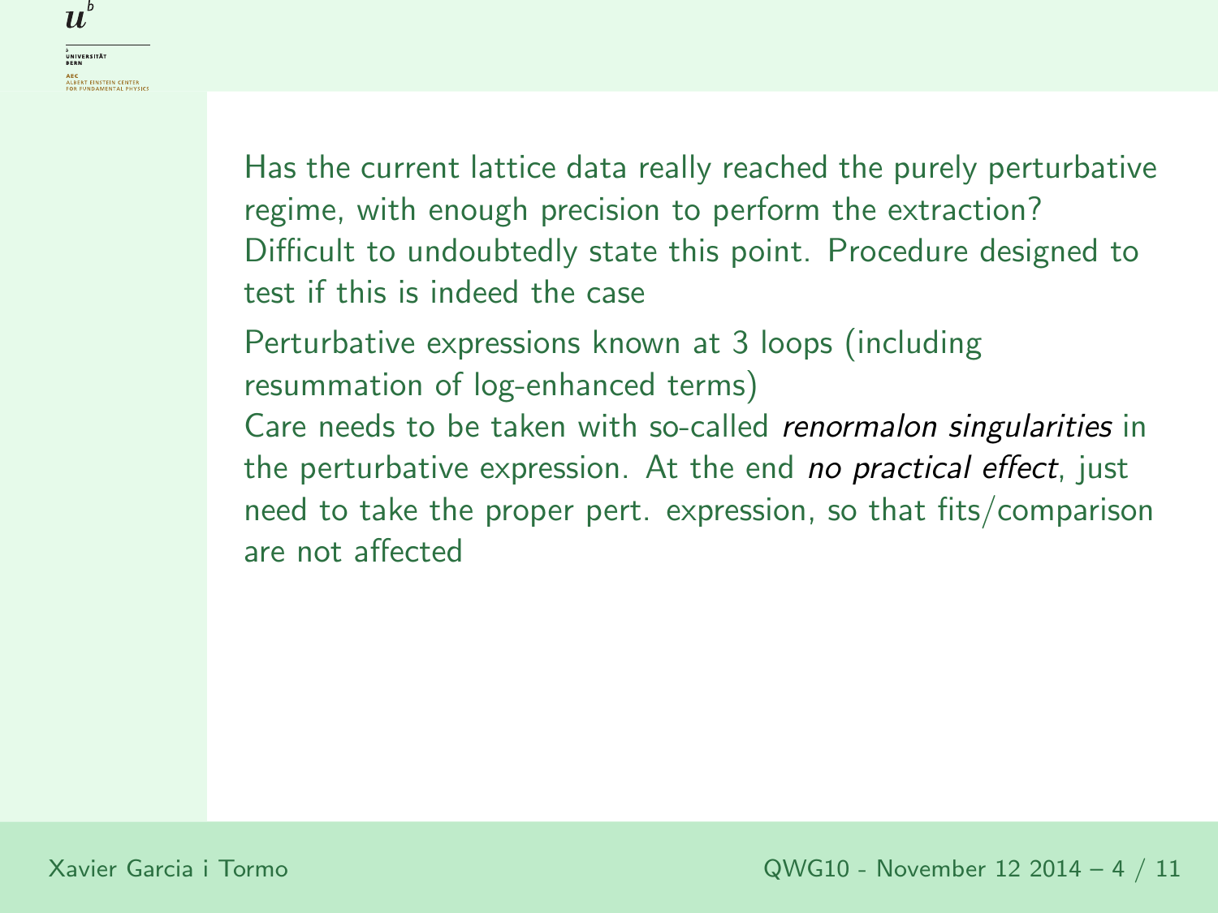Has the current lattice data really reached the purely perturbative regime, with enough precision to perform the extraction? Difficult to undoubtedly state this point. Procedure designed to test if this is indeed the case

Perturbative expressions known at 3 loops (including resummation of log-enhanced terms)

Care needs to be taken with so-called *renormalon singularities* in the perturbative expression. At the end *no practical effect*, just need to take the proper pert. expression, so that fits/comparison are not affected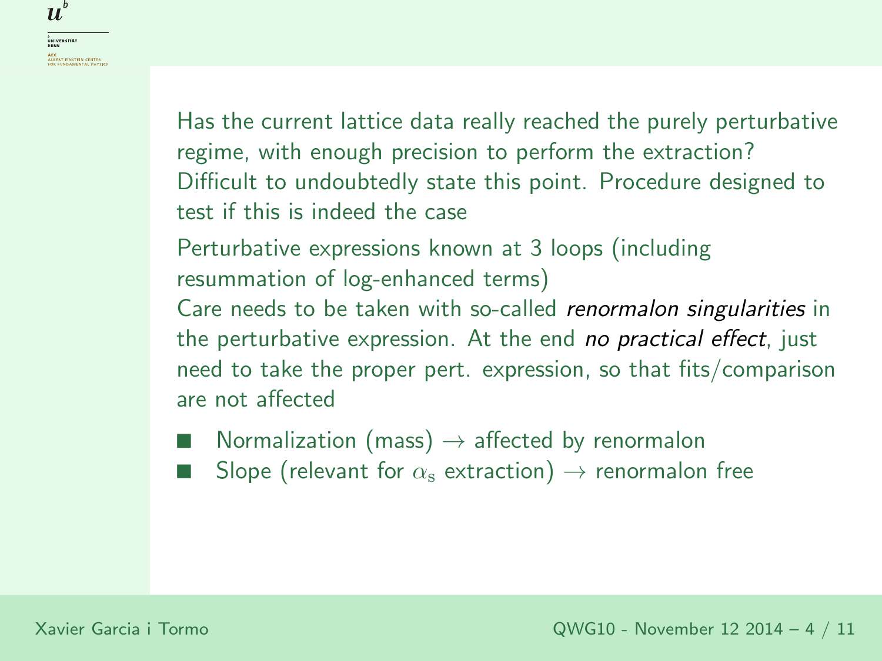Has the current lattice data really reached the purely perturbative regime, with enough precision to perform the extraction? Difficult to undoubtedly state this point. Procedure designed to test if this is indeed the case

Perturbative expressions known at 3 loops (including resummation of log-enhanced terms)
Care needs to be taken with so-called *renormalon singularities* in the perturbative expression. At the end *no practical effect*, just need to take the proper pert. expression, so that fits/comparison are not affected

- Normalization (mass) $\rightarrow$ affected by renormalon
- Slope (relevant for $\alpha_s$ extraction) $\rightarrow$ renormalon free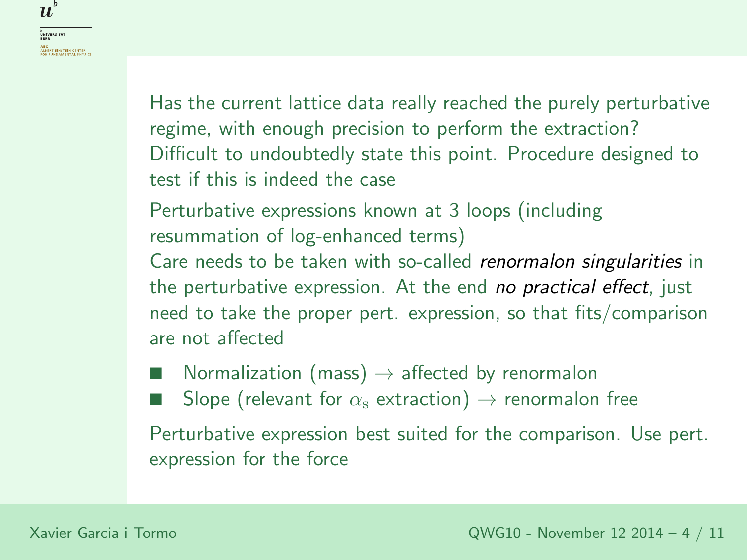Has the current lattice data really reached the purely perturbative regime, with enough precision to perform the extraction? Difficult to undoubtedly state this point. Procedure designed to test if this is indeed the case

Perturbative expressions known at 3 loops (including resummation of log-enhanced terms)
Care needs to be taken with so-called *renormalon singularities* in the perturbative expression. At the end *no practical effect*, just need to take the proper pert. expression, so that fits/comparison are not affected

- Normalization (mass) $\rightarrow$ affected by renormalon
- Slope (relevant for $\alpha_\mathrm{s}$ extraction) $\rightarrow$ renormalon free

Perturbative expression best suited for the comparison. Use pert. expression for the force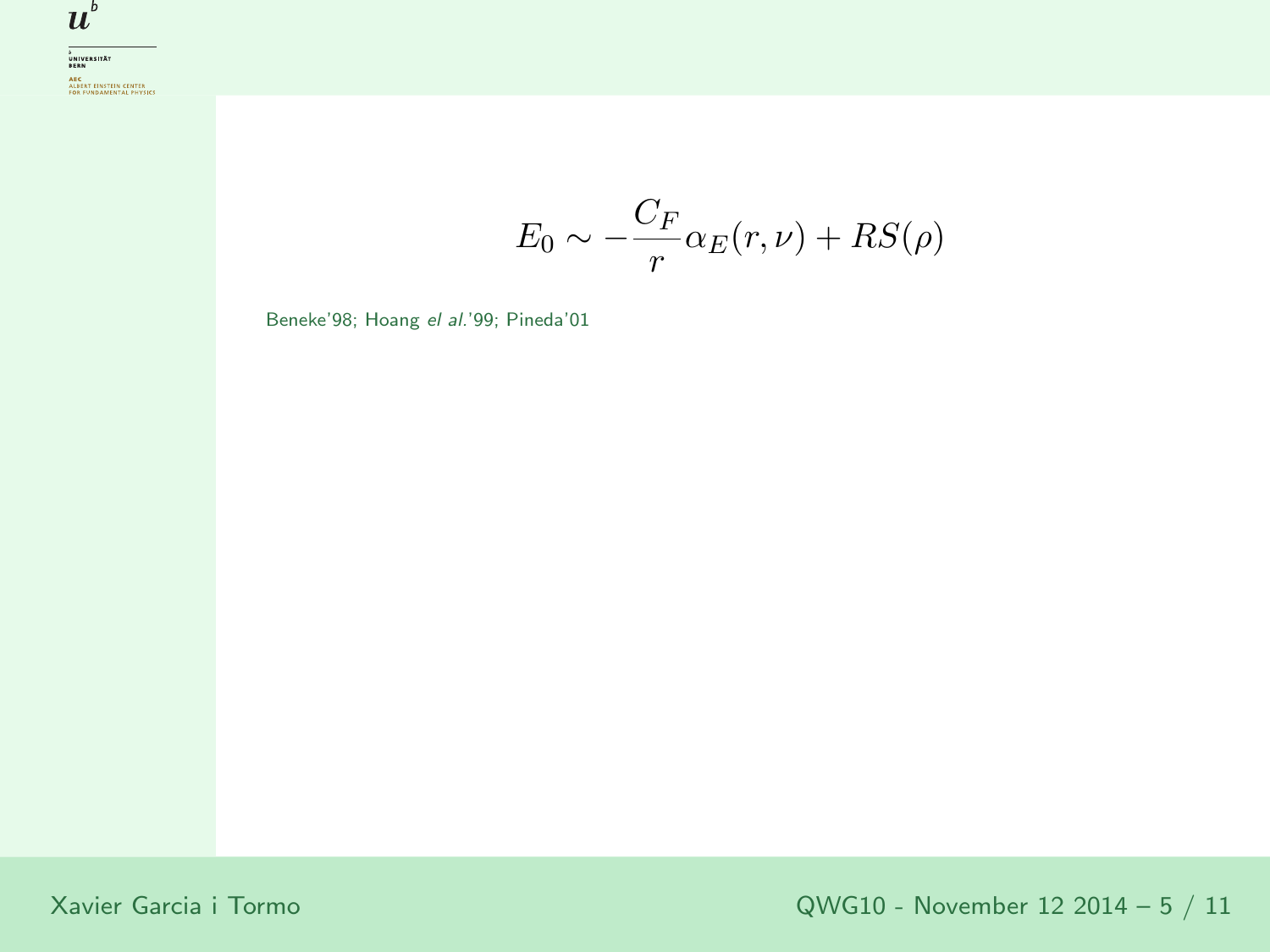$$E_0 \sim -\frac{C_F}{r}\alpha_E(r,\nu) + RS(\rho)$$

Beneke'98; Hoang *el al.*'99; Pineda'01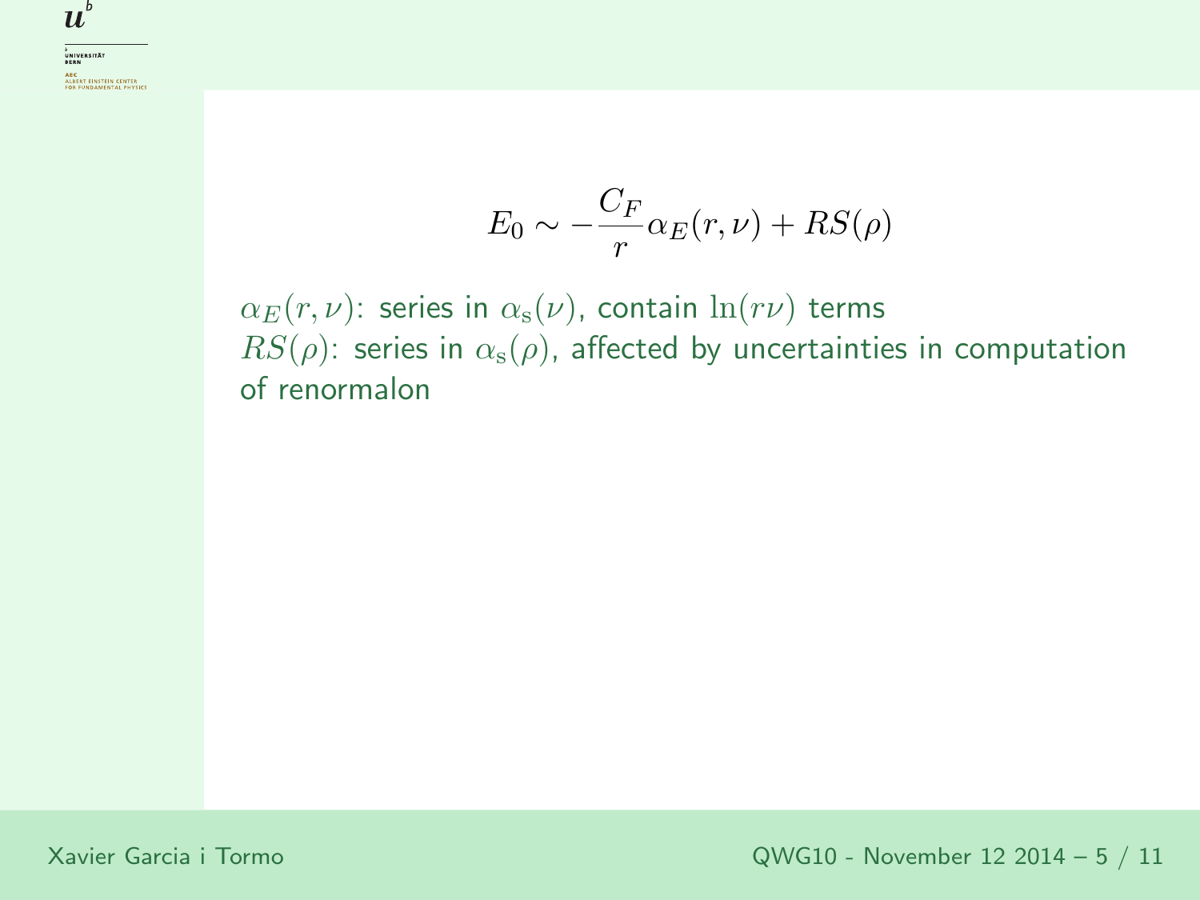$$E_0 \sim -\frac{C_F}{r}\alpha_E(r,\nu) + RS(\rho)$$

$\alpha_E(r,\nu)$: series in $\alpha_{\rm s}(\nu)$, contain $\ln(r\nu)$ terms
$RS(\rho)$: series in $\alpha_{\rm s}(\rho)$, affected by uncertainties in computation of renormalon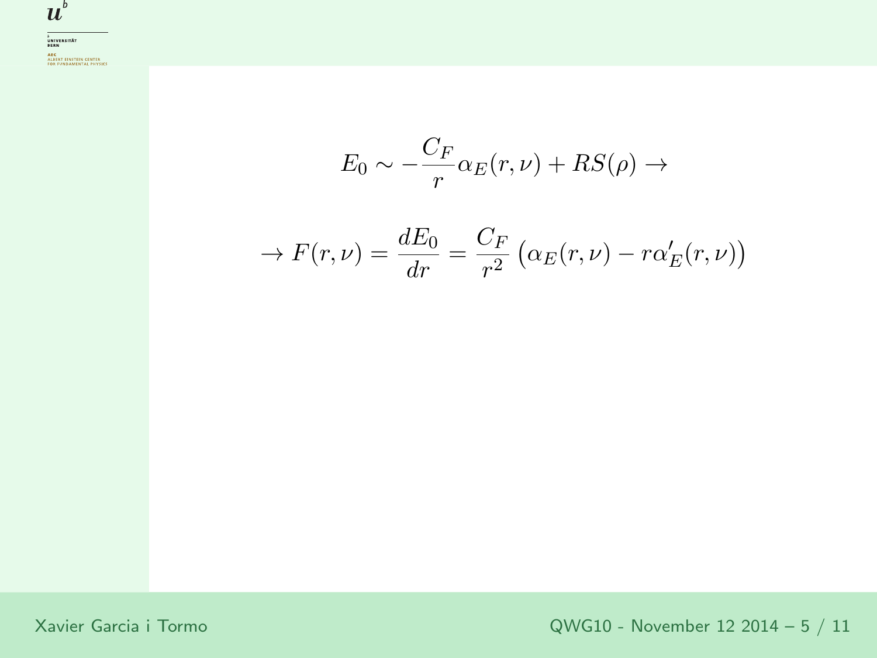$$E_0 \sim -\frac{C_F}{r}\alpha_E(r,\nu) + RS(\rho) \rightarrow$$

$$\rightarrow F(r,\nu) = \frac{dE_0}{dr} = \frac{C_F}{r^2}\left(\alpha_E(r,\nu) - r\alpha_E'(r,\nu)\right)$$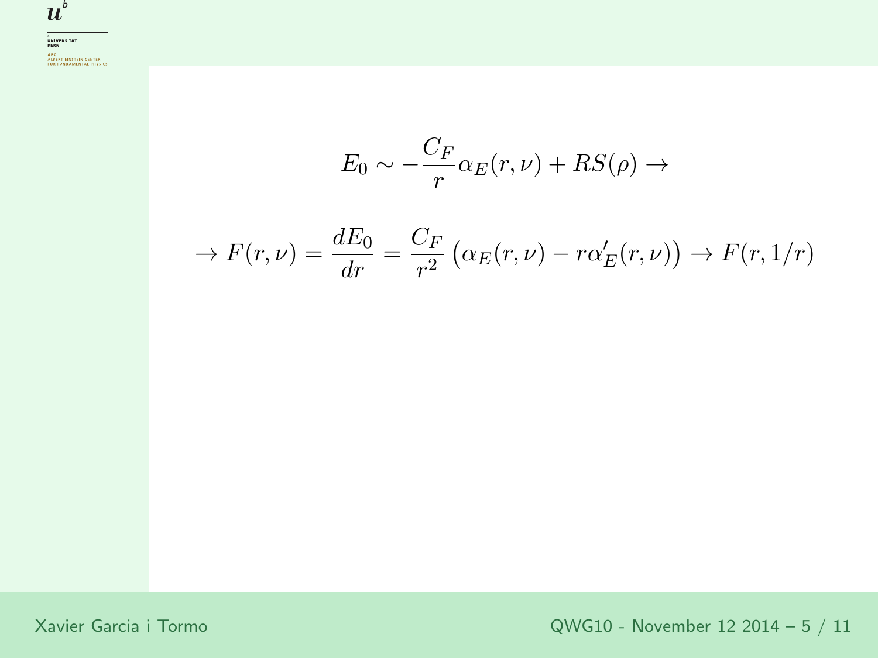$$E_0 \sim -\frac{C_F}{r}\alpha_E(r,\nu) + RS(\rho) \to$$

$$\to F(r,\nu) = \frac{dE_0}{dr} = \frac{C_F}{r^2}\left(\alpha_E(r,\nu) - r\alpha'_E(r,\nu)\right) \to F(r,1/r)$$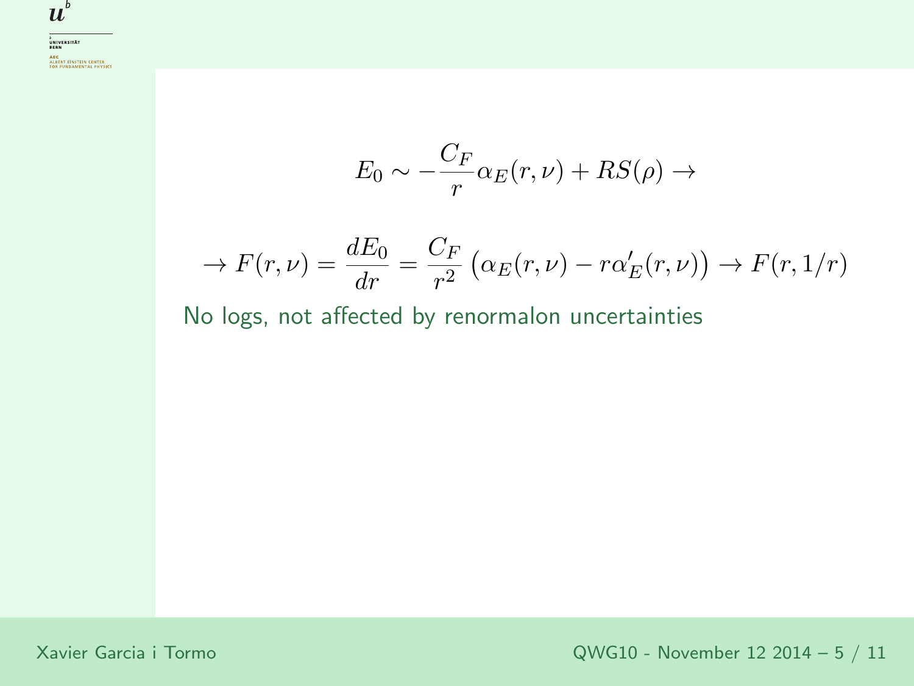$$E_0 \sim -\frac{C_F}{r}\alpha_E(r,\nu) + RS(\rho) \rightarrow$$

$$\rightarrow F(r,\nu) = \frac{dE_0}{dr} = \frac{C_F}{r^2}\left(\alpha_E(r,\nu) - r\alpha'_E(r,\nu)\right) \rightarrow F(r,1/r)$$

No logs, not affected by renormalon uncertainties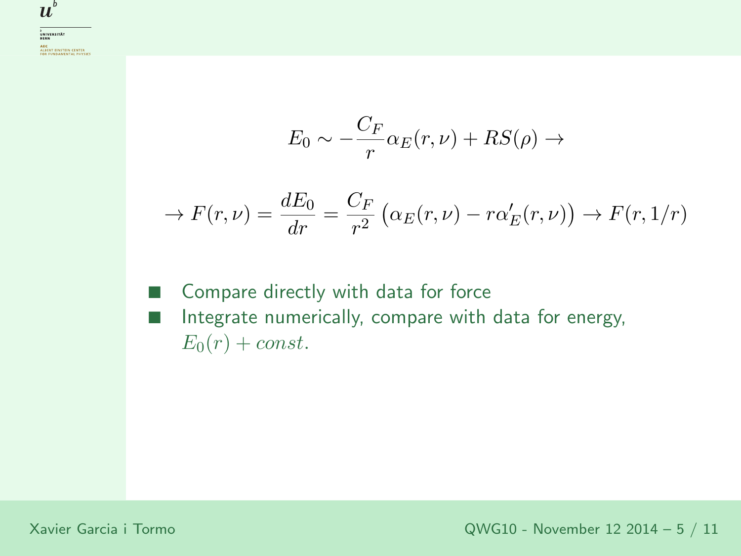$$E_0 \sim -\frac{C_F}{r}\alpha_E(r,\nu) + RS(\rho) \rightarrow$$

$$\rightarrow F(r,\nu) = \frac{dE_0}{dr} = \frac{C_F}{r^2}\left(\alpha_E(r,\nu) - r\alpha_E'(r,\nu)\right) \rightarrow F(r,1/r)$$

- Compare directly with data for force
- Integrate numerically, compare with data for energy, $E_0(r) + const.$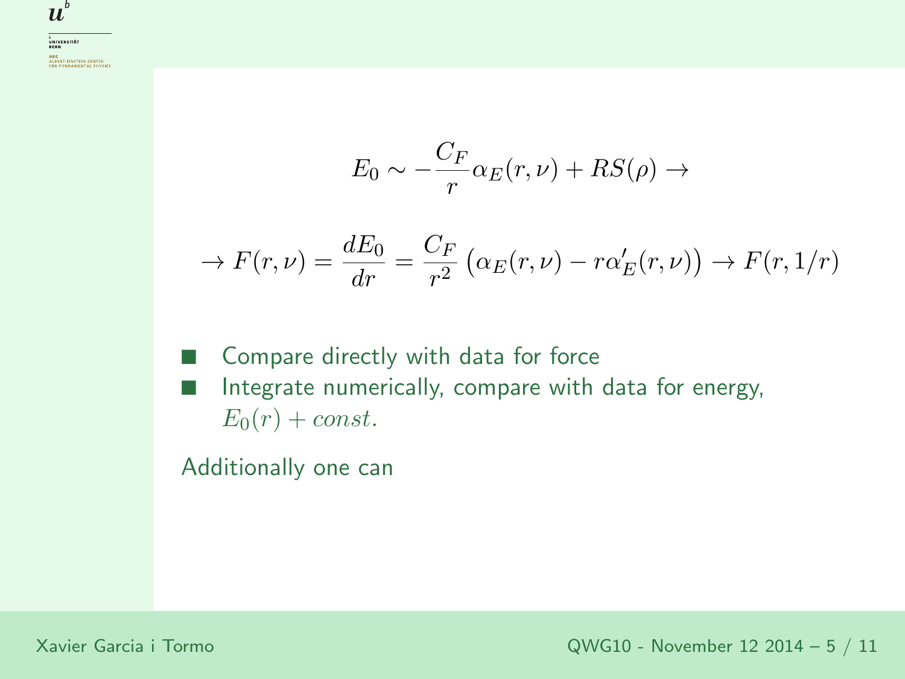$$E_0 \sim -\frac{C_F}{r}\alpha_E(r,\nu) + RS(\rho) \rightarrow$$

$$\rightarrow F(r,\nu) = \frac{dE_0}{dr} = \frac{C_F}{r^2}\left(\alpha_E(r,\nu) - r\alpha'_E(r,\nu)\right) \rightarrow F(r,1/r)$$

- Compare directly with data for force
- Integrate numerically, compare with data for energy, $E_0(r) + const.$

Additionally one can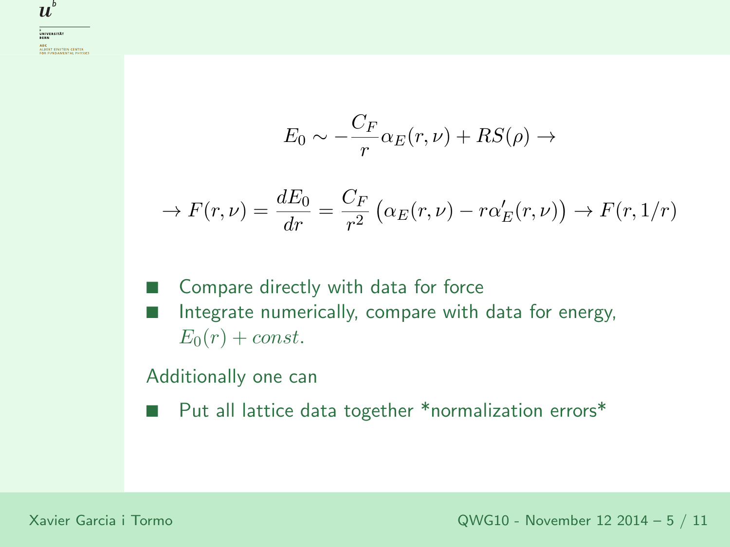$$E_0 \sim -\frac{C_F}{r}\alpha_E(r,\nu) + RS(\rho) \rightarrow$$

$$\rightarrow F(r,\nu) = \frac{dE_0}{dr} = \frac{C_F}{r^2}\left(\alpha_E(r,\nu) - r\alpha'_E(r,\nu)\right) \rightarrow F(r,1/r)$$

- Compare directly with data for force
- Integrate numerically, compare with data for energy, $E_0(r) + const.$

Additionally one can

- Put all lattice data together *normalization errors*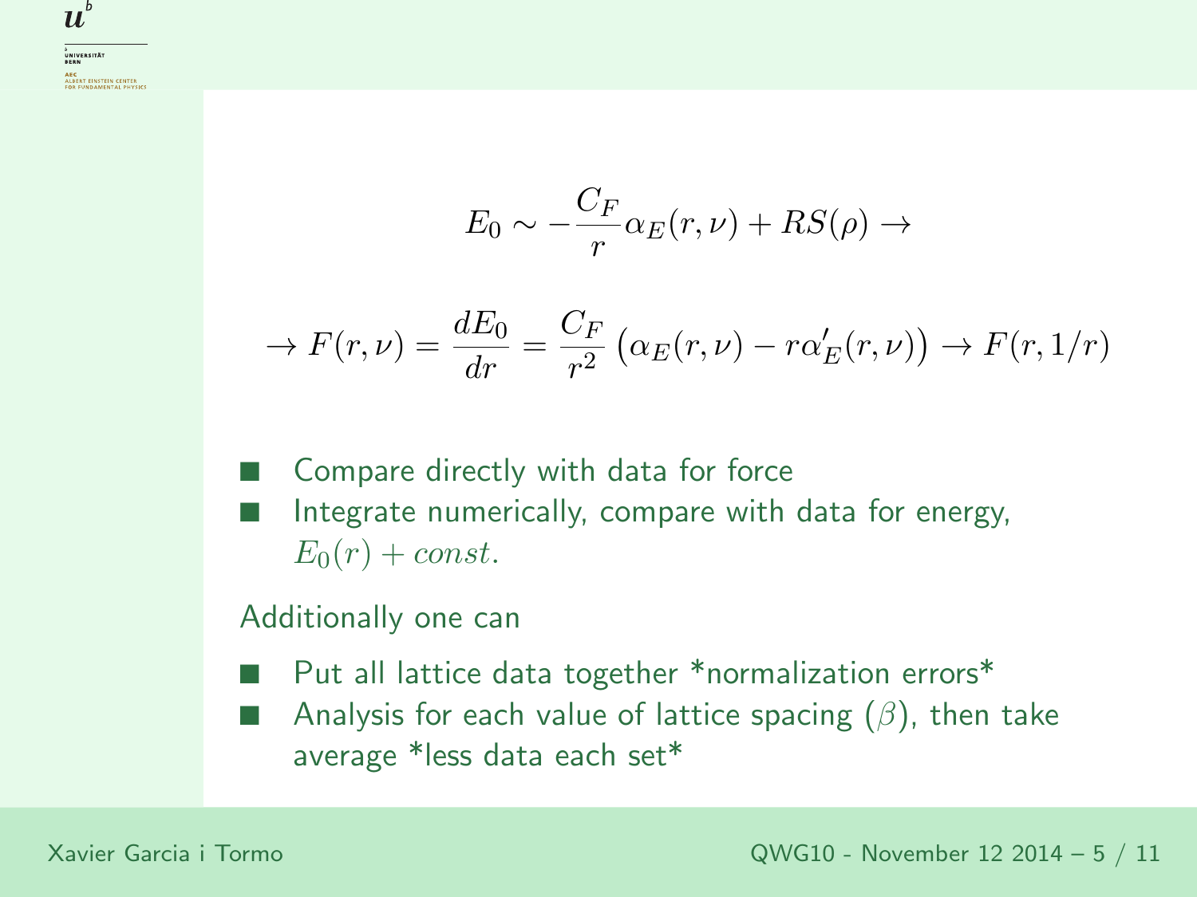$$E_0 \sim -\frac{C_F}{r}\alpha_E(r,\nu) + RS(\rho) \rightarrow$$

$$\rightarrow F(r,\nu) = \frac{dE_0}{dr} = \frac{C_F}{r^2}\left(\alpha_E(r,\nu) - r\alpha'_E(r,\nu)\right) \rightarrow F(r,1/r)$$

- Compare directly with data for force
- Integrate numerically, compare with data for energy, $E_0(r) + const.$

Additionally one can

- Put all lattice data together *normalization errors*
- Analysis for each value of lattice spacing ($\beta$), then take average *less data each set*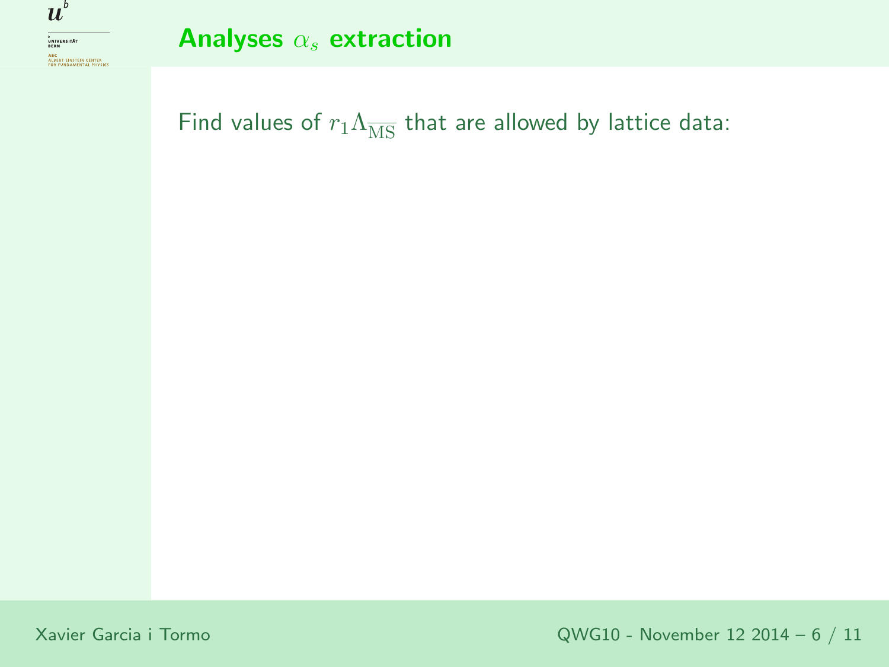## Analyses $\alpha_s$ extraction

Find values of $r_1\Lambda_{\overline{\rm MS}}$ that are allowed by lattice data: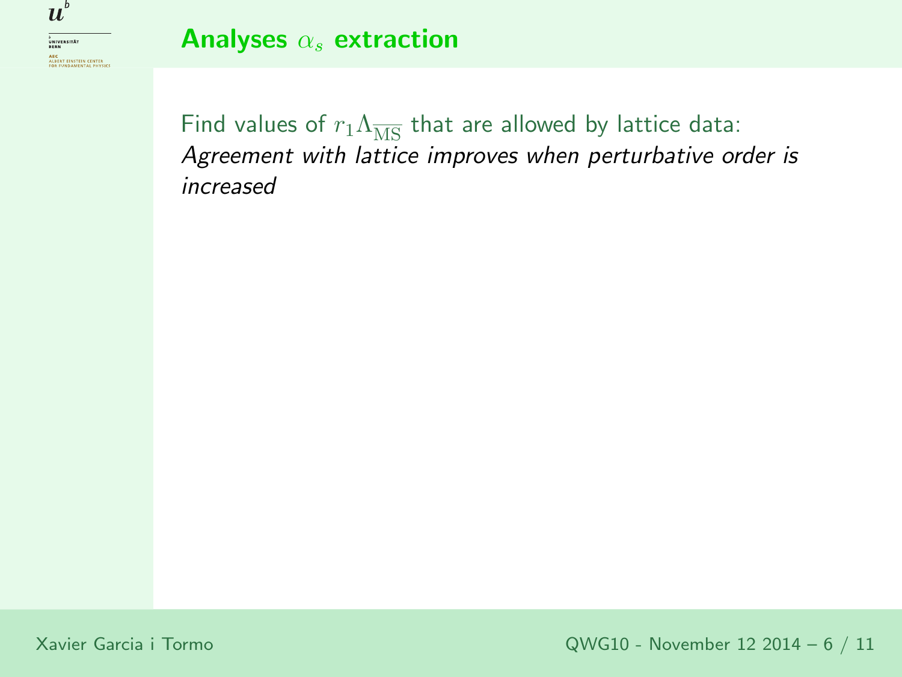## Analyses $\alpha_s$ extraction

Find values of $r_1\Lambda_{\overline{\text{MS}}}$ that are allowed by lattice data:
*Agreement with lattice improves when perturbative order is increased*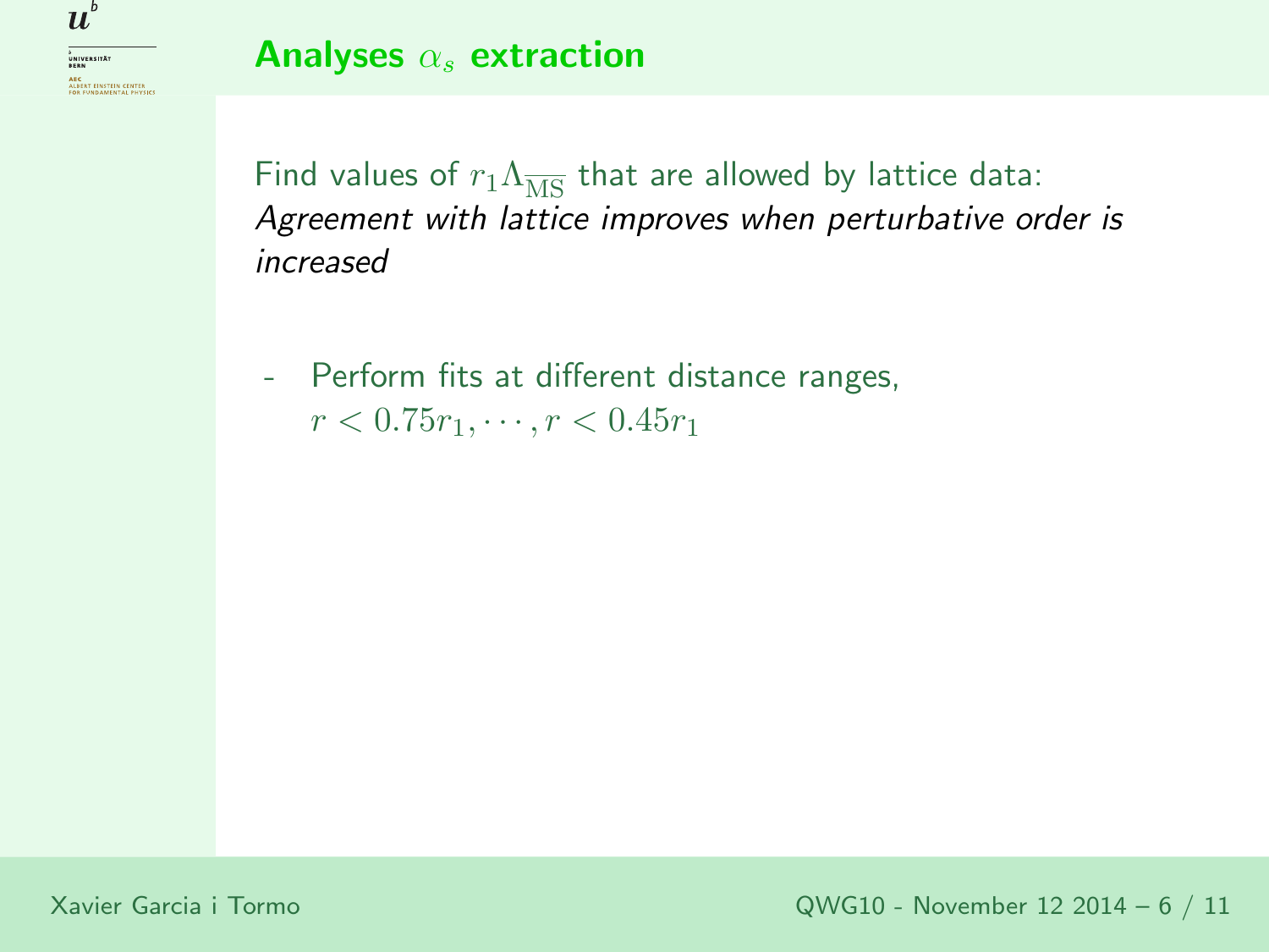## Analyses $\alpha_s$ extraction

Find values of $r_1\Lambda_{\overline{\mathrm{MS}}}$ that are allowed by lattice data:
*Agreement with lattice improves when perturbative order is increased*

- Perform fits at different distance ranges, $r < 0.75r_1, \cdots, r < 0.45r_1$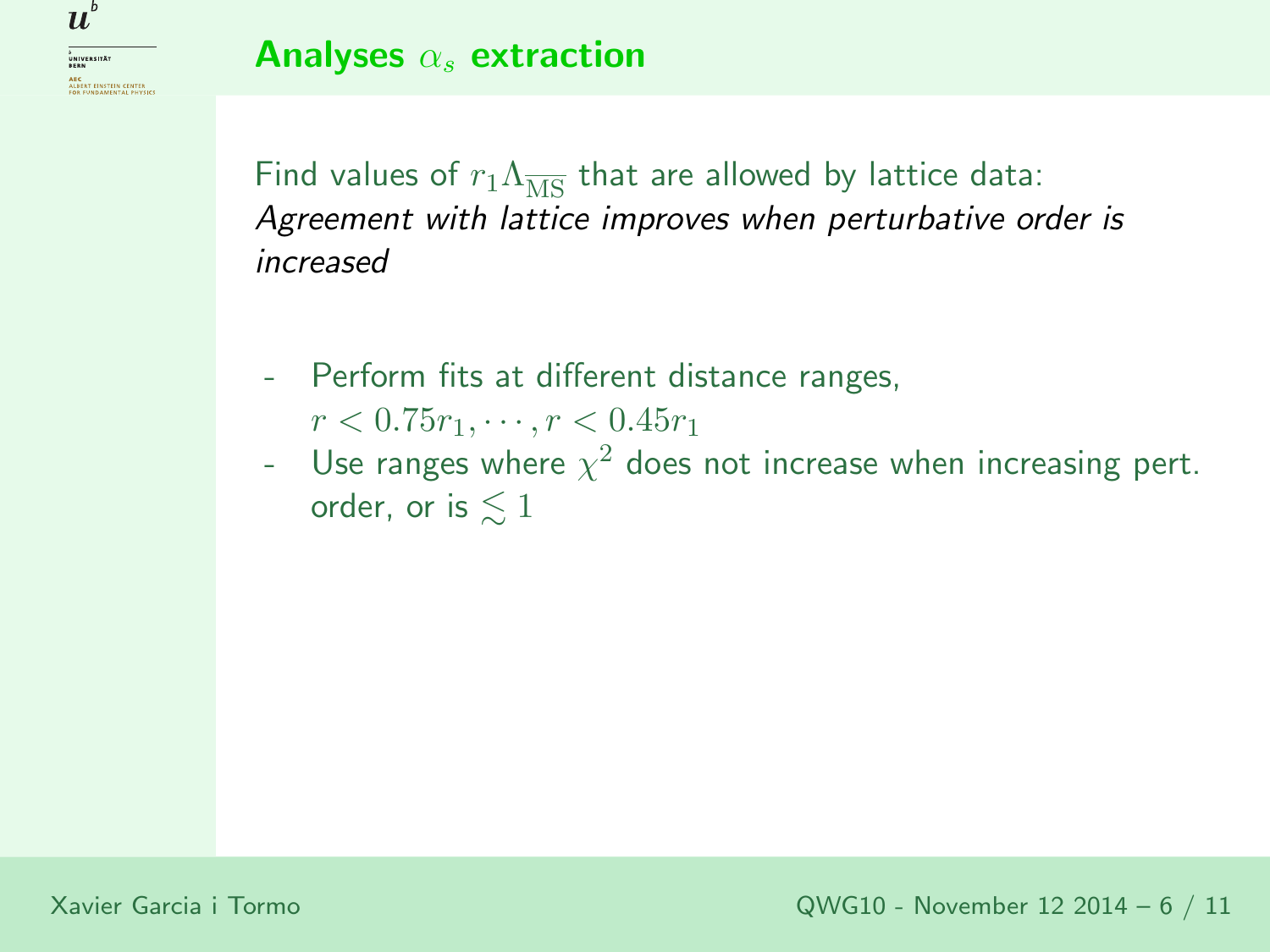## Analyses $\alpha_s$ extraction

Find values of $r_1\Lambda_{\overline{\rm MS}}$ that are allowed by lattice data:
*Agreement with lattice improves when perturbative order is increased*

- Perform fits at different distance ranges, $r < 0.75r_1, \cdots, r < 0.45r_1$
- Use ranges where $\chi^2$ does not increase when increasing pert. order, or is $\lesssim 1$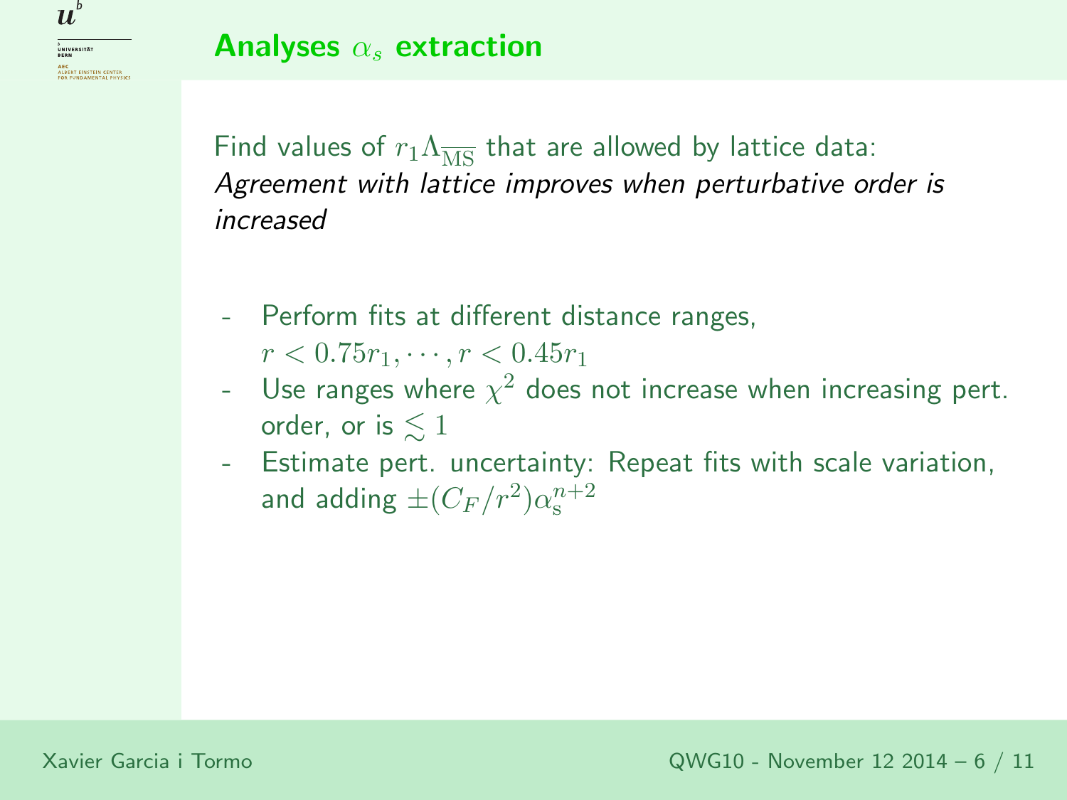## Analyses $\alpha_s$ extraction

Find values of $r_1\Lambda_{\overline{\rm MS}}$ that are allowed by lattice data: *Agreement with lattice improves when perturbative order is increased*

- Perform fits at different distance ranges, $r < 0.75r_1, \cdots, r < 0.45r_1$
- Use ranges where $\chi^2$ does not increase when increasing pert. order, or is $\lesssim 1$
- Estimate pert. uncertainty: Repeat fits with scale variation, and adding $\pm(C_F/r^2)\alpha_{\rm s}^{n+2}$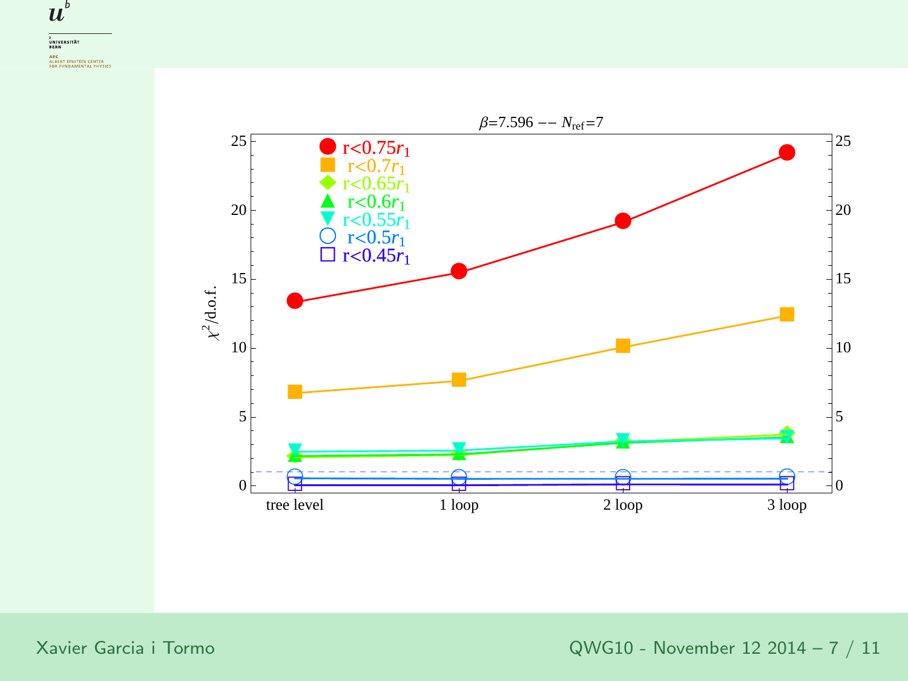$\beta$=7.596 -- $N_{\text{ref}}$=7

$\chi^2$/d.o.f.

$r<0.75r_1$

$r<0.7r_1$

$r<0.65r_1$

$r<0.6r_1$

$r<0.55r_1$

$r<0.5r_1$

$r<0.45r_1$

tree level | 1 loop | 2 loop | 3 loop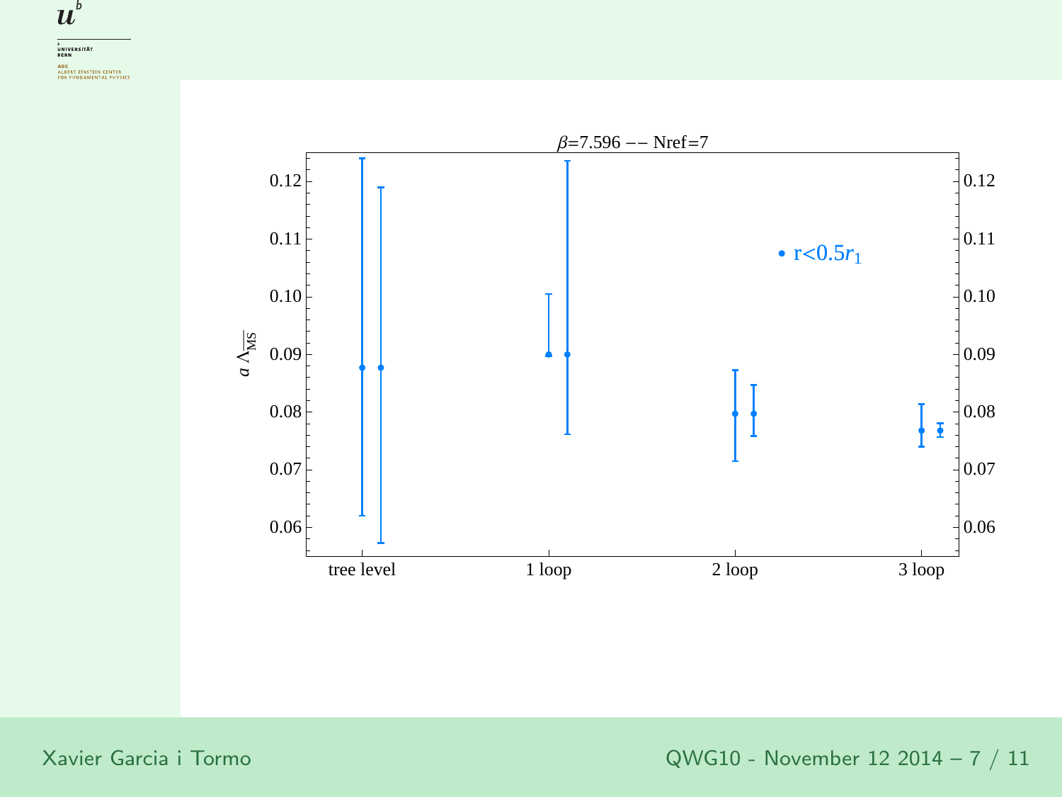$\beta$=7.596 –– Nref=7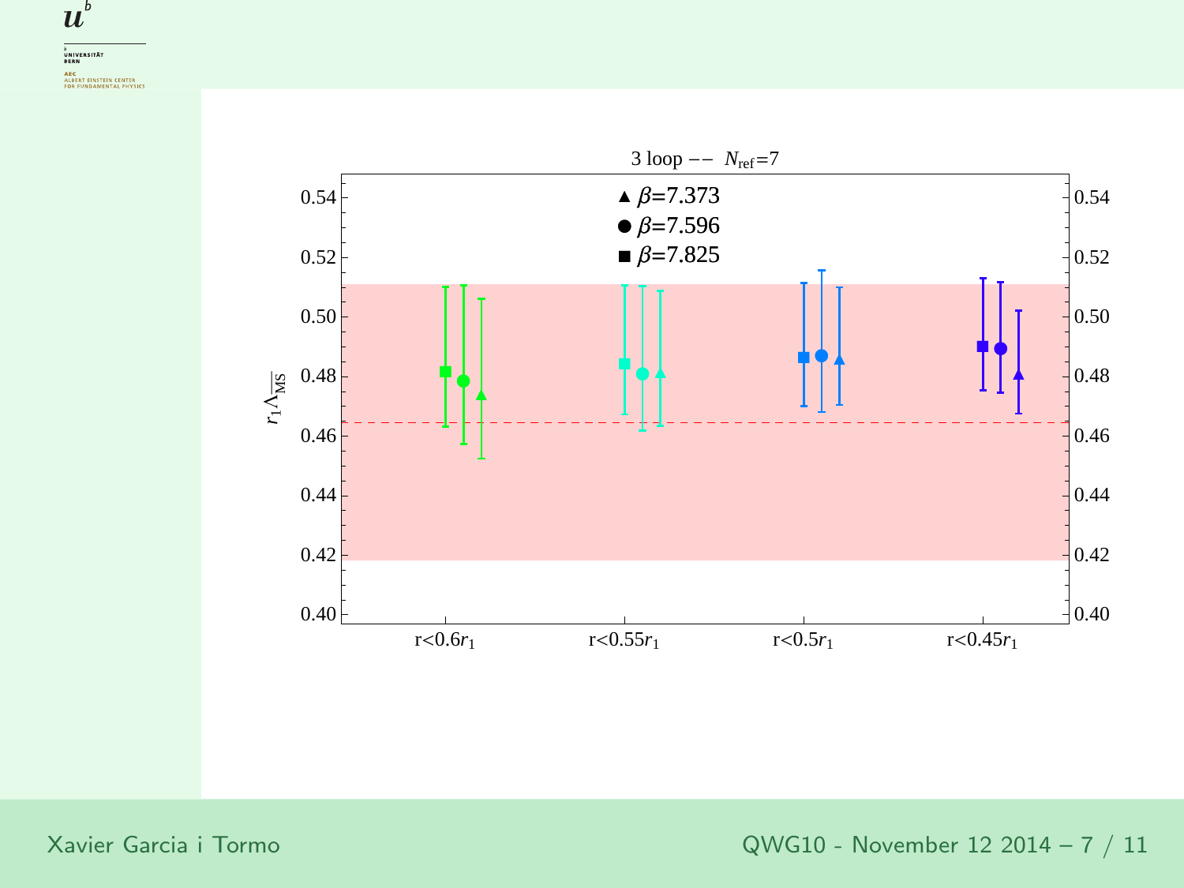3 loop -- $N_{\mathrm{ref}}=7$

▲ $\beta=7.373$
● $\beta=7.596$
■ $\beta=7.825$

$r_1\Lambda_{\overline{\mathrm{MS}}}$

0.54, 0.52, 0.50, 0.48, 0.46, 0.44, 0.42, 0.40

r<0.6$r_1$ r<0.55$r_1$ r<0.5$r_1$ r<0.45$r_1$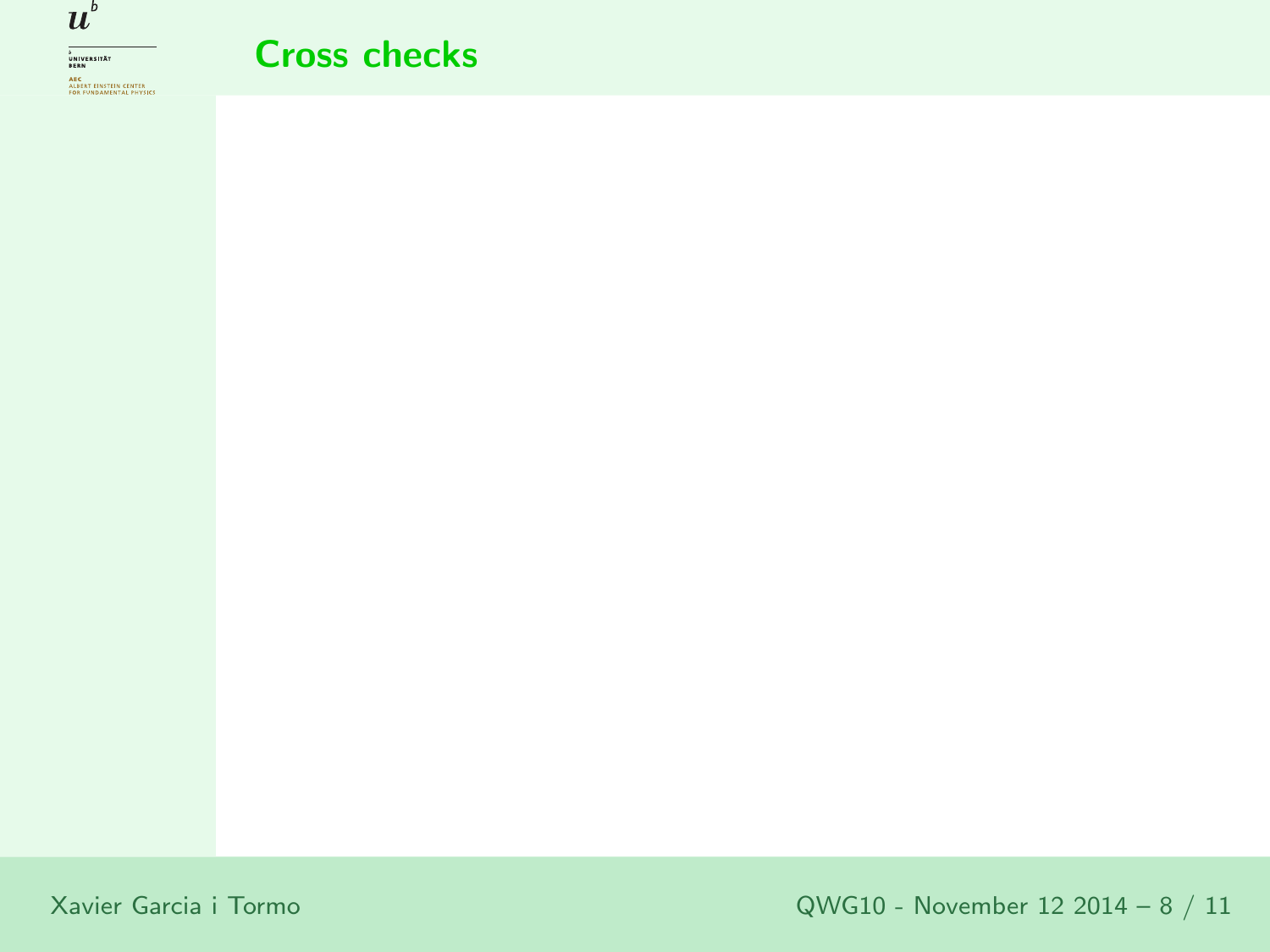# Cross checks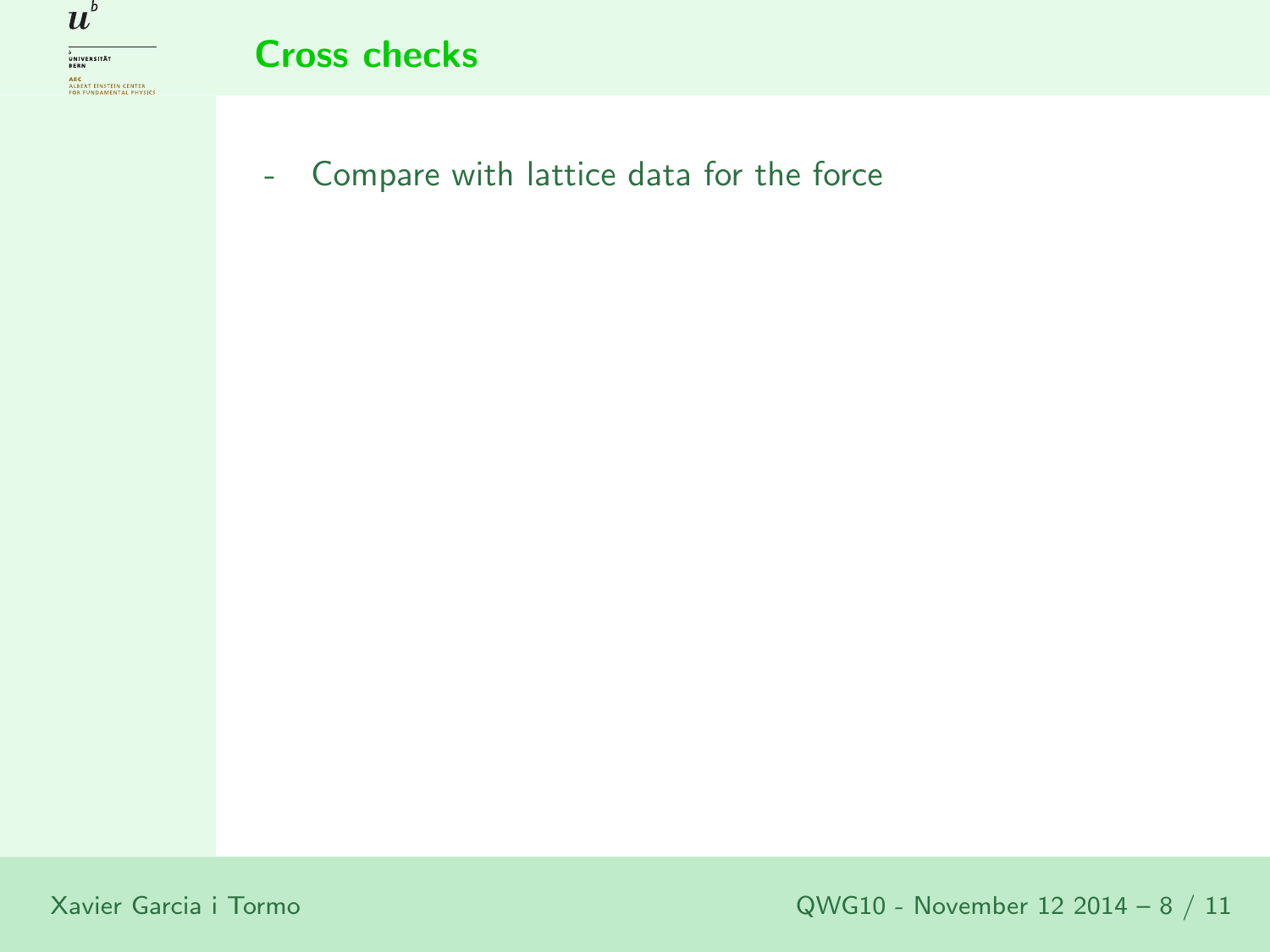## Cross checks

- Compare with lattice data for the force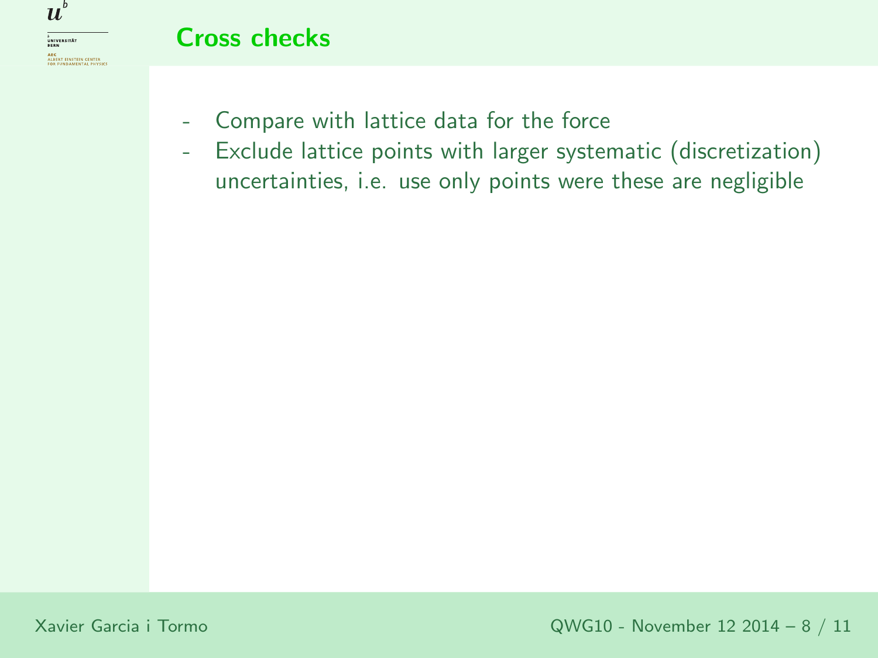## Cross checks

- Compare with lattice data for the force
- Exclude lattice points with larger systematic (discretization) uncertainties, i.e. use only points were these are negligible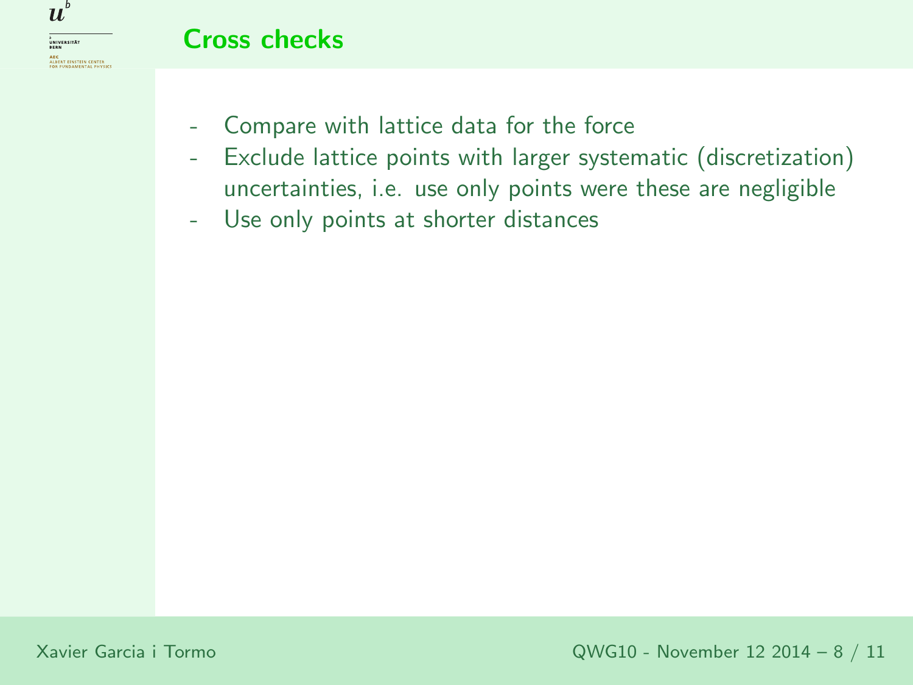## Cross checks

- Compare with lattice data for the force
- Exclude lattice points with larger systematic (discretization) uncertainties, i.e. use only points were these are negligible
- Use only points at shorter distances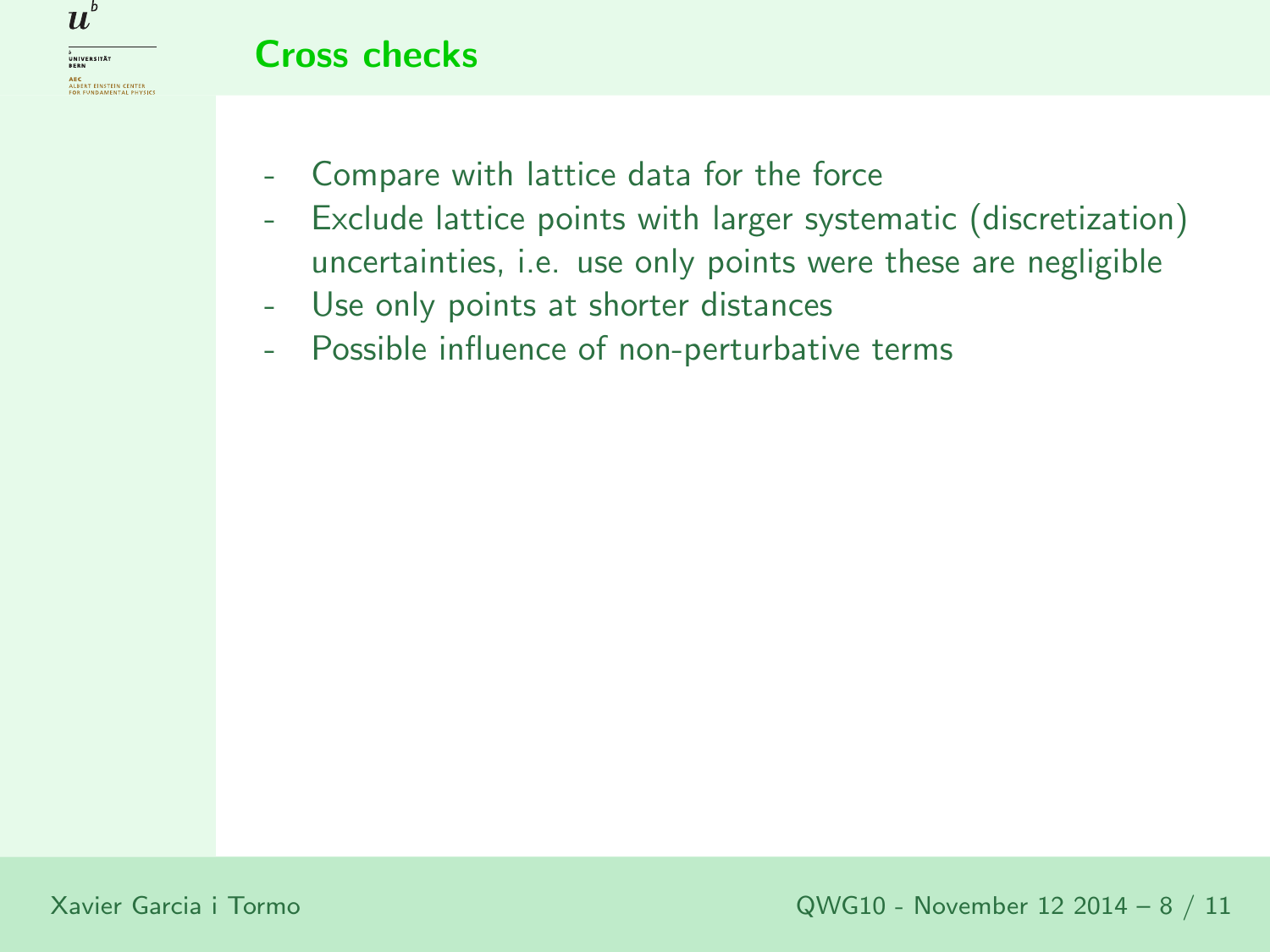## Cross checks

- Compare with lattice data for the force
- Exclude lattice points with larger systematic (discretization) uncertainties, i.e. use only points were these are negligible
- Use only points at shorter distances
- Possible influence of non-perturbative terms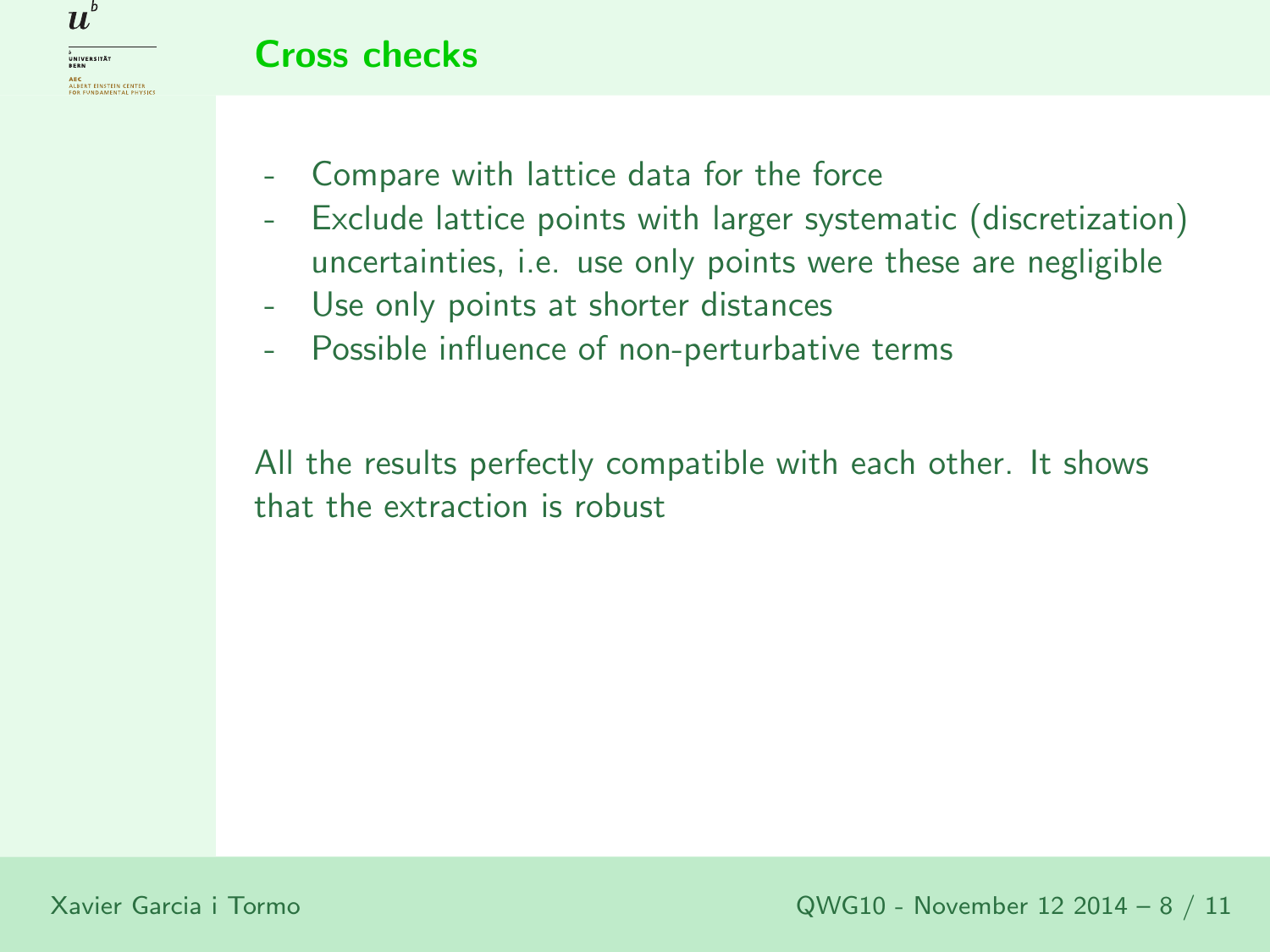## Cross checks

- Compare with lattice data for the force
- Exclude lattice points with larger systematic (discretization) uncertainties, i.e. use only points were these are negligible
- Use only points at shorter distances
- Possible influence of non-perturbative terms

All the results perfectly compatible with each other. It shows that the extraction is robust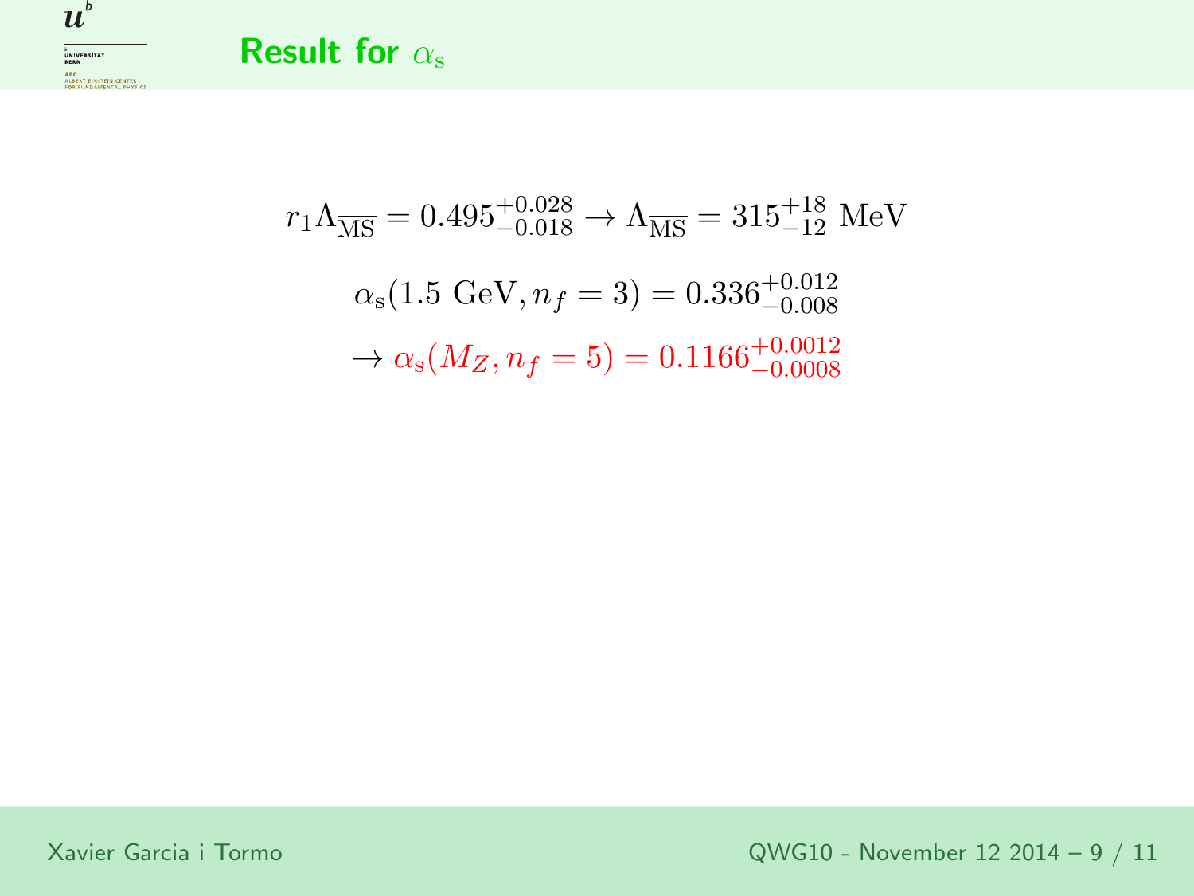## Result for $\alpha_{\rm s}$

$$r_1\Lambda_{\overline{\rm MS}} = 0.495^{+0.028}_{-0.018} \to \Lambda_{\overline{\rm MS}} = 315^{+18}_{-12}\ \text{MeV}$$

$$\alpha_{\rm s}(1.5\ \text{GeV}, n_f = 3) = 0.336^{+0.012}_{-0.008}$$

$$\to \alpha_{\rm s}(M_Z, n_f = 5) = 0.1166^{+0.0012}_{-0.0008}$$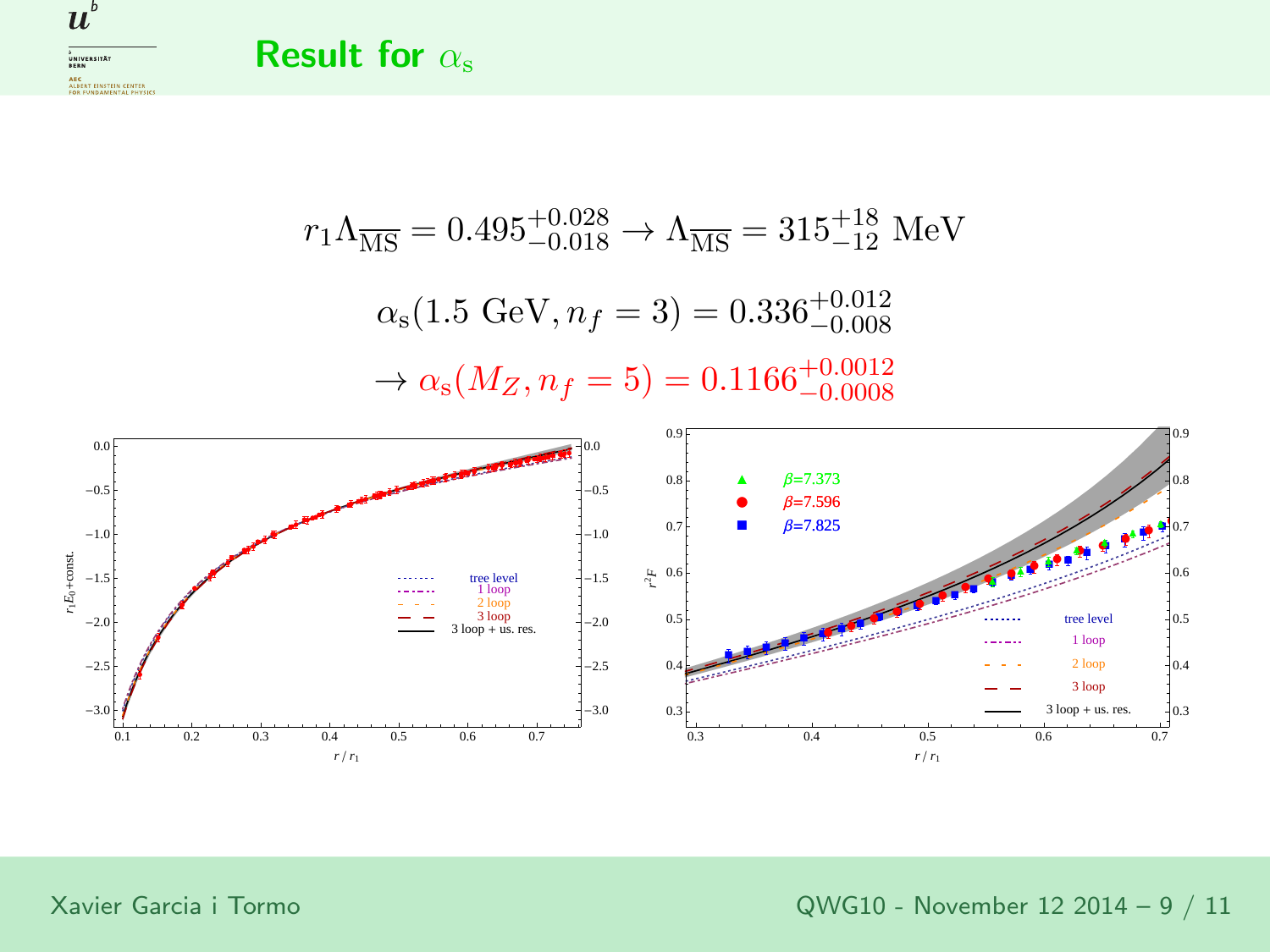# Result for $\alpha_s$

$$r_1 \Lambda_{\overline{\rm MS}} = 0.495^{+0.028}_{-0.018} \to \Lambda_{\overline{\rm MS}} = 315^{+18}_{-12}\ \text{MeV}$$

$$\alpha_s(1.5\ \text{GeV}, n_f = 3) = 0.336^{+0.012}_{-0.008}$$

$$\to \alpha_s(M_Z, n_f = 5) = 0.1166^{+0.0012}_{-0.0008}$$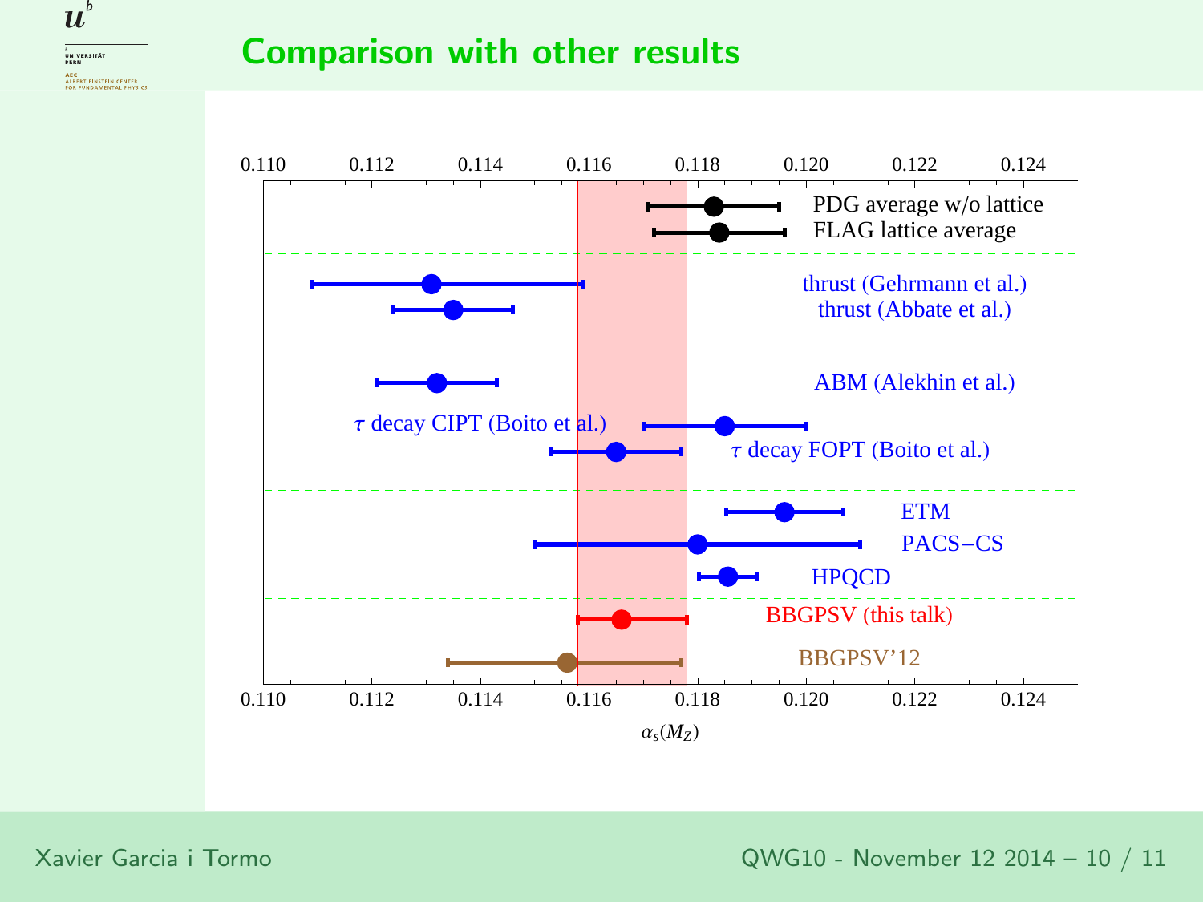## Comparison with other results

| Result | $\alpha_s(M_Z)$ (approx.) |
| --- | --- |
| PDG average w/o lattice | 0.1183 |
| FLAG lattice average | 0.1184 |
| thrust (Gehrmann et al.) | 0.1131 |
| thrust (Abbate et al.) | 0.1135 |
| ABM (Alekhin et al.) | 0.1132 |
| $\tau$ decay CIPT (Boito et al.) | 0.1185 |
| $\tau$ decay FOPT (Boito et al.) | 0.1165 |
| ETM | 0.1196 |
| PACS−CS | 0.1180 |
| HPQCD | 0.1186 |
| BBGPSV (this talk) | 0.1166 |
| BBGPSV'12 | 0.1156 |

$\alpha_s(M_Z)$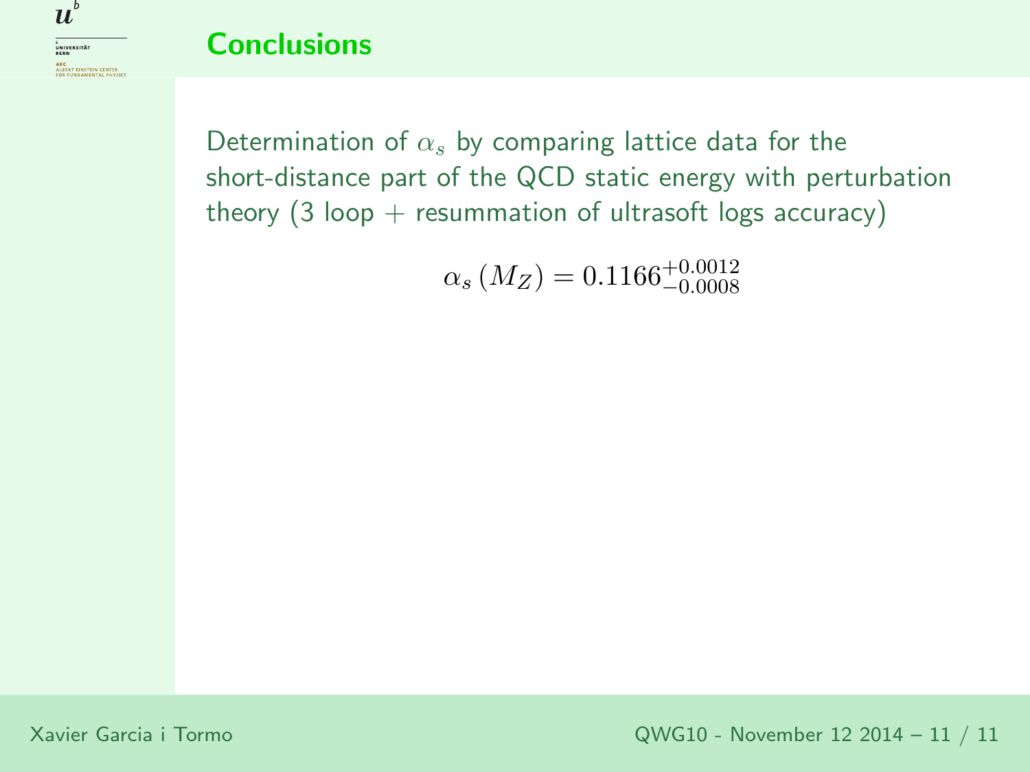## Conclusions

Determination of $\alpha_s$ by comparing lattice data for the short-distance part of the QCD static energy with perturbation theory (3 loop + resummation of ultrasoft logs accuracy)

$$\alpha_s(M_Z) = 0.1166^{+0.0012}_{-0.0008}$$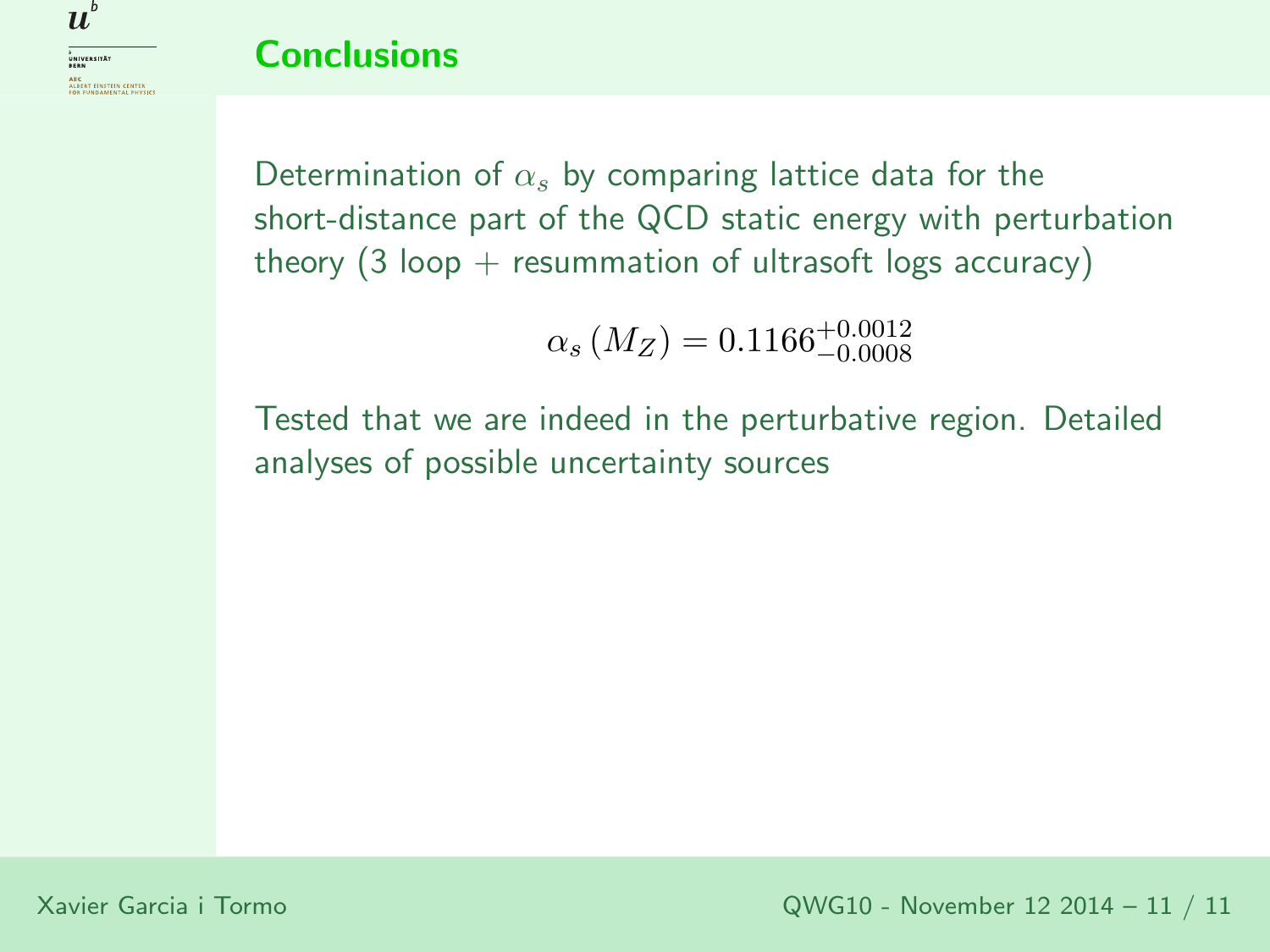# Conclusions

Determination of $\alpha_s$ by comparing lattice data for the short-distance part of the QCD static energy with perturbation theory (3 loop + resummation of ultrasoft logs accuracy)

$$\alpha_s\left(M_Z\right) = 0.1166^{+0.0012}_{-0.0008}$$

Tested that we are indeed in the perturbative region. Detailed analyses of possible uncertainty sources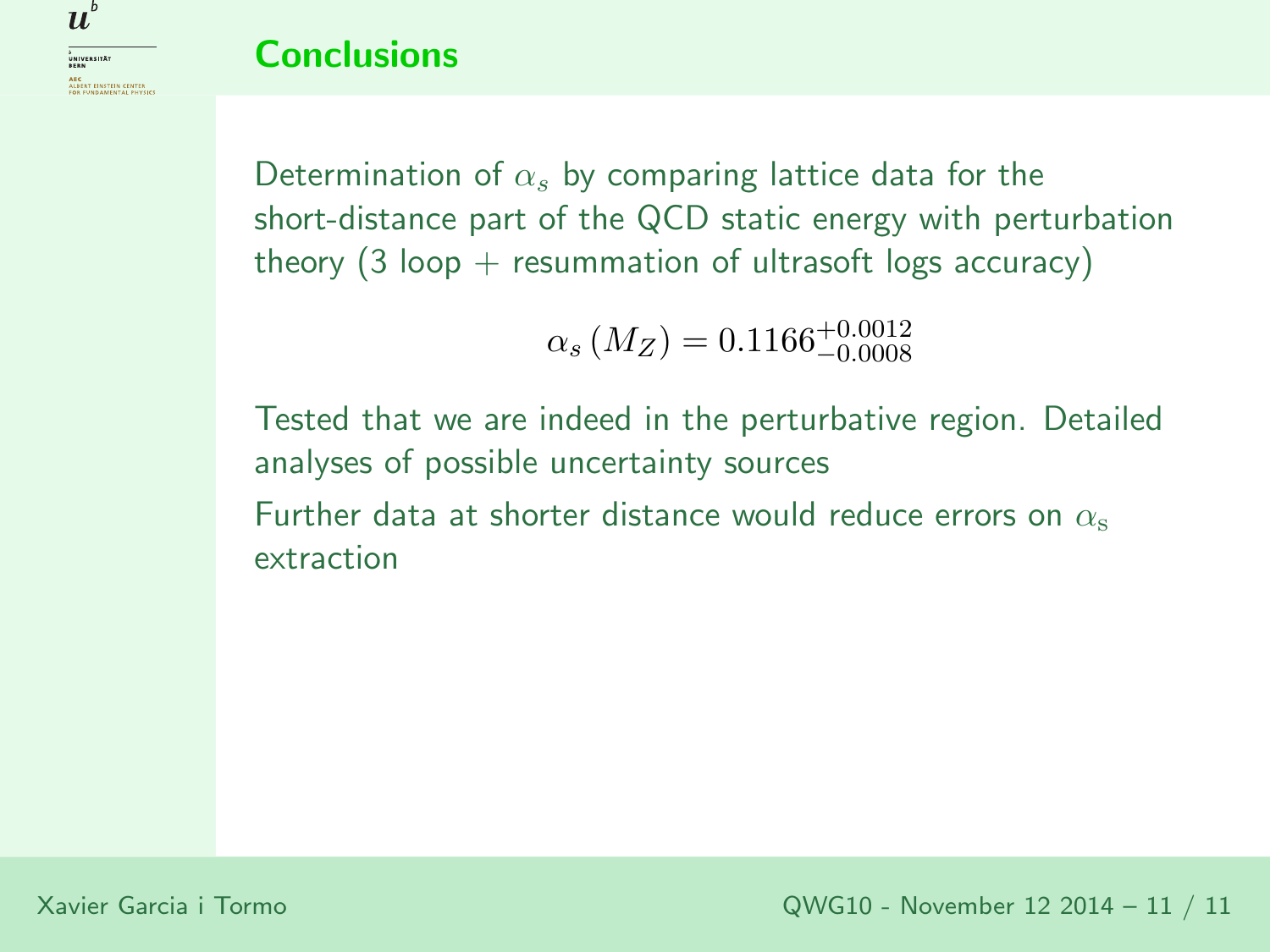## Conclusions

Determination of $\alpha_s$ by comparing lattice data for the short-distance part of the QCD static energy with perturbation theory (3 loop + resummation of ultrasoft logs accuracy)

$$\alpha_s\left(M_Z\right) = 0.1166^{+0.0012}_{-0.0008}$$

Tested that we are indeed in the perturbative region. Detailed analyses of possible uncertainty sources

Further data at shorter distance would reduce errors on $\alpha_\mathrm{s}$ extraction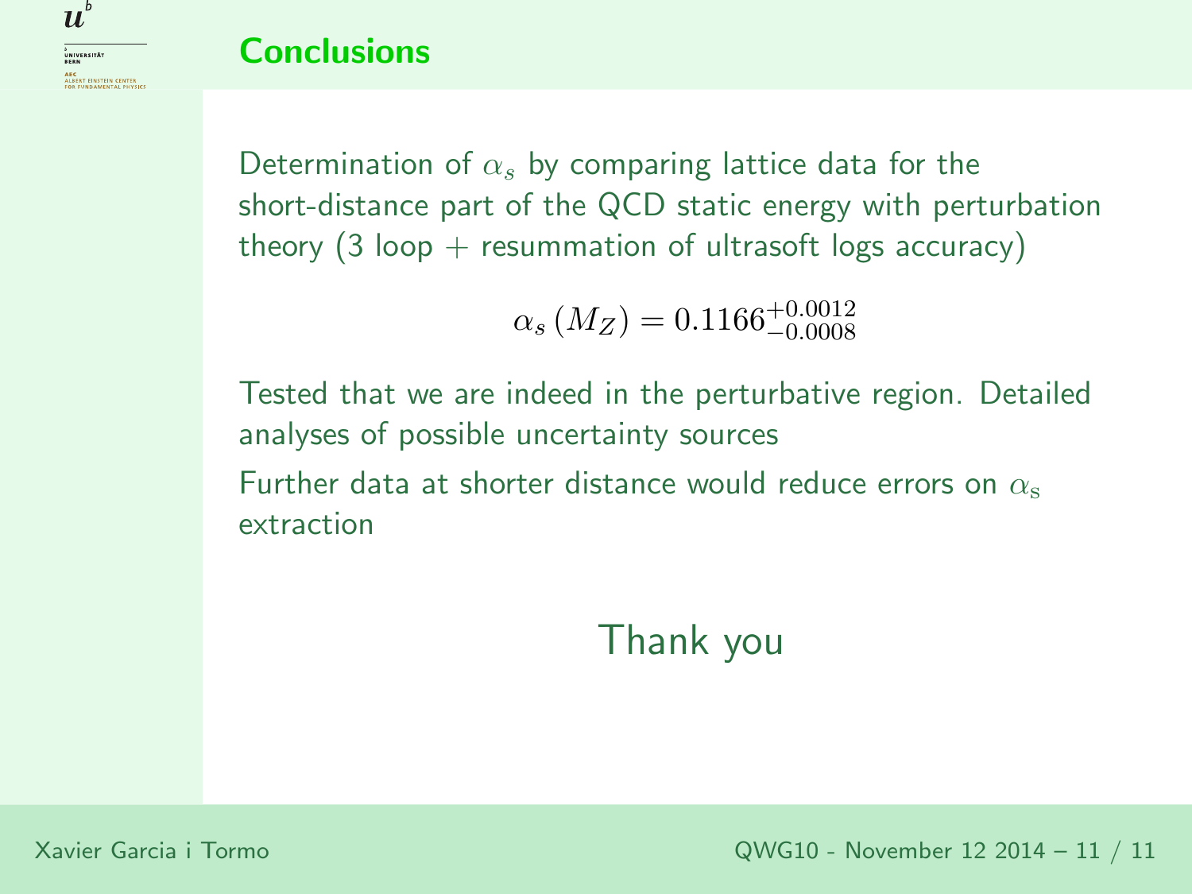# Conclusions

Determination of $\alpha_s$ by comparing lattice data for the short-distance part of the QCD static energy with perturbation theory (3 loop + resummation of ultrasoft logs accuracy)

$$\alpha_s\left(M_Z\right) = 0.1166^{+0.0012}_{-0.0008}$$

Tested that we are indeed in the perturbative region. Detailed analyses of possible uncertainty sources

Further data at shorter distance would reduce errors on $\alpha_\mathrm{s}$ extraction

Thank you